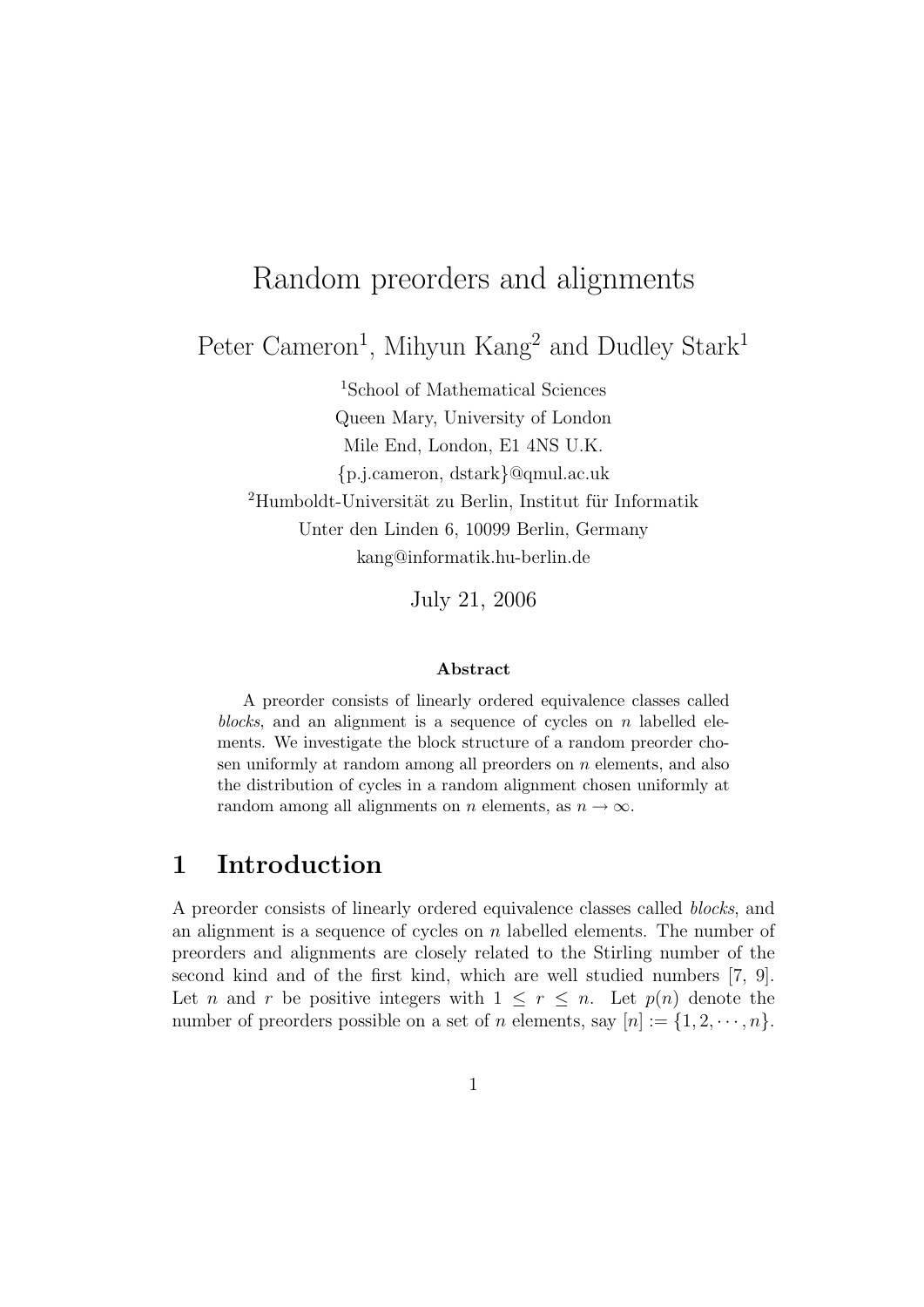# Random preorders and alignments

Peter Cameron[1], Mihyun Kang[2] and Dudley Stark[1]

[1]School of Mathematical Sciences
Queen Mary, University of London
Mile End, London, E1 4NS U.K.
{p.j.cameron, dstark}@qmul.ac.uk

[2]Humboldt-Universität zu Berlin, Institut für Informatik
Unter den Linden 6, 10099 Berlin, Germany
kang@informatik.hu-berlin.de

July 21, 2006

**Abstract**

A preorder consists of linearly ordered equivalence classes called *blocks*, and an alignment is a sequence of cycles on $n$ labelled elements. We investigate the block structure of a random preorder chosen uniformly at random among all preorders on $n$ elements, and also the distribution of cycles in a random alignment chosen uniformly at random among all alignments on $n$ elements, as $n \to \infty$.

## 1 Introduction

A preorder consists of linearly ordered equivalence classes called *blocks*, and an alignment is a sequence of cycles on $n$ labelled elements. The number of preorders and alignments are closely related to the Stirling number of the second kind and of the first kind, which are well studied numbers [7, 9]. Let $n$ and $r$ be positive integers with $1 \leq r \leq n$. Let $p(n)$ denote the number of preorders possible on a set of $n$ elements, say $[n] := \{1, 2, \cdots, n\}$.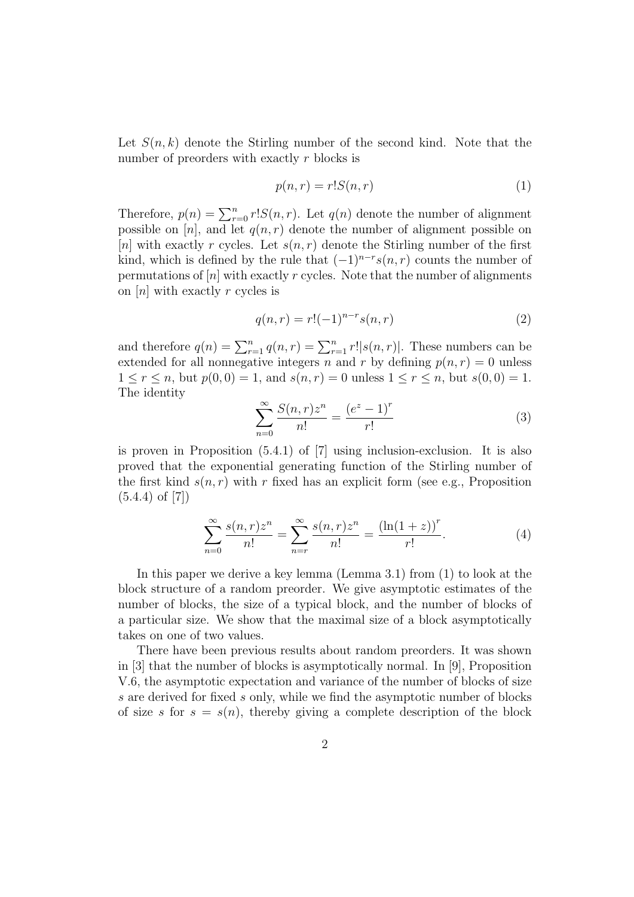Let $S(n,k)$ denote the Stirling number of the second kind. Note that the number of preorders with exactly $r$ blocks is

$$p(n,r) = r!S(n,r) \tag{1}$$

Therefore, $p(n) = \sum_{r=0}^{n} r!S(n,r)$. Let $q(n)$ denote the number of alignment possible on $[n]$, and let $q(n,r)$ denote the number of alignment possible on $[n]$ with exactly $r$ cycles. Let $s(n,r)$ denote the Stirling number of the first kind, which is defined by the rule that $(-1)^{n-r}s(n,r)$ counts the number of permutations of $[n]$ with exactly $r$ cycles. Note that the number of alignments on $[n]$ with exactly $r$ cycles is

$$q(n,r) = r!(-1)^{n-r}s(n,r) \tag{2}$$

and therefore $q(n) = \sum_{r=1}^{n} q(n,r) = \sum_{r=1}^{n} r!|s(n,r)|$. These numbers can be extended for all nonnegative integers $n$ and $r$ by defining $p(n,r) = 0$ unless $1 \leq r \leq n$, but $p(0,0) = 1$, and $s(n,r) = 0$ unless $1 \leq r \leq n$, but $s(0,0) = 1$. The identity

$$\sum_{n=0}^{\infty} \frac{S(n,r)z^n}{n!} = \frac{(e^z - 1)^r}{r!} \tag{3}$$

is proven in Proposition (5.4.1) of [7] using inclusion-exclusion. It is also proved that the exponential generating function of the Stirling number of the first kind $s(n,r)$ with $r$ fixed has an explicit form (see e.g., Proposition (5.4.4) of [7])

$$\sum_{n=0}^{\infty} \frac{s(n,r)z^n}{n!} = \sum_{n=r}^{\infty} \frac{s(n,r)z^n}{n!} = \frac{(\ln(1+z))^r}{r!}. \tag{4}$$

In this paper we derive a key lemma (Lemma 3.1) from (1) to look at the block structure of a random preorder. We give asymptotic estimates of the number of blocks, the size of a typical block, and the number of blocks of a particular size. We show that the maximal size of a block asymptotically takes on one of two values.

There have been previous results about random preorders. It was shown in [3] that the number of blocks is asymptotically normal. In [9], Proposition V.6, the asymptotic expectation and variance of the number of blocks of size $s$ are derived for fixed $s$ only, while we find the asymptotic number of blocks of size $s$ for $s = s(n)$, thereby giving a complete description of the block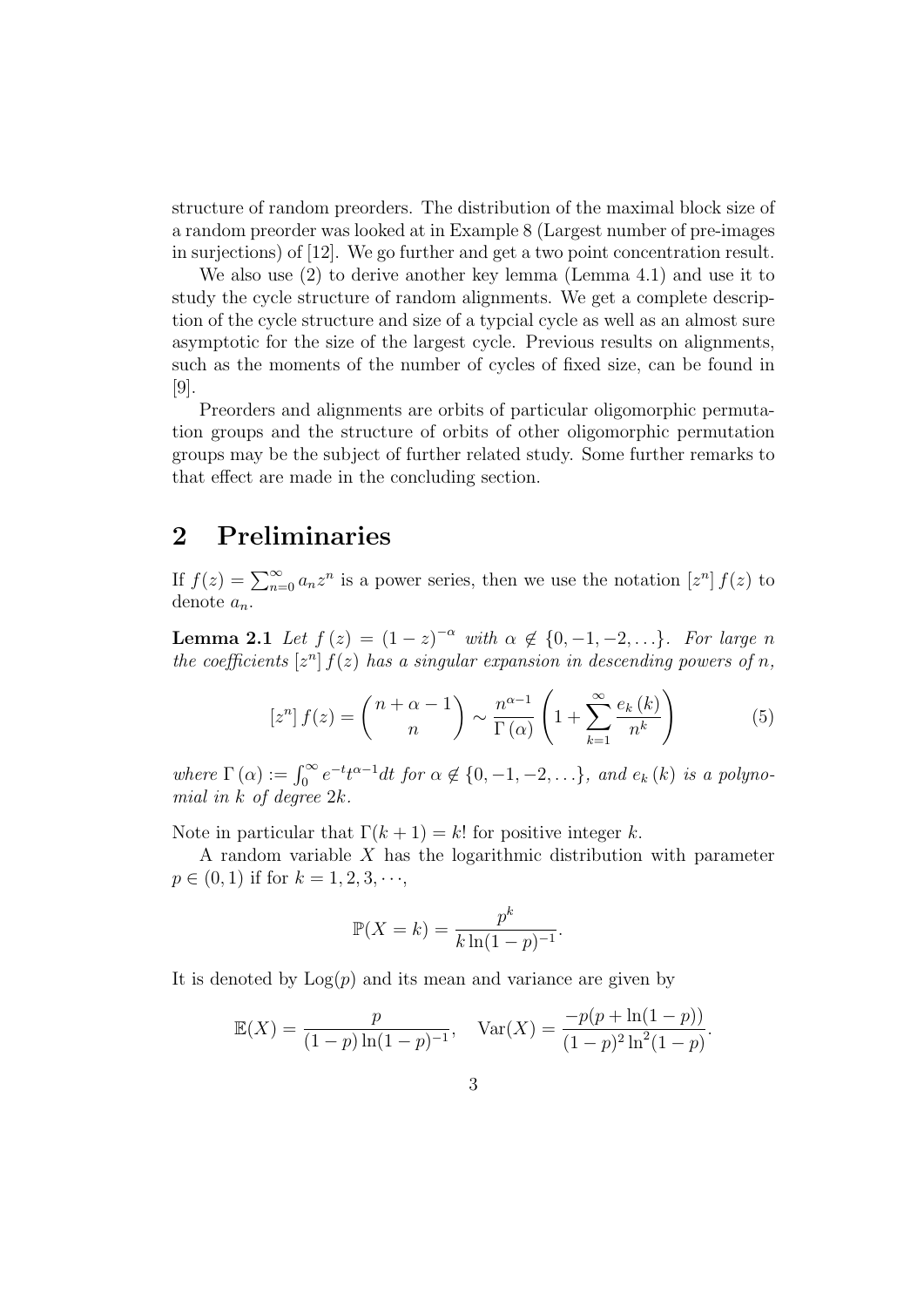structure of random preorders. The distribution of the maximal block size of a random preorder was looked at in Example 8 (Largest number of pre-images in surjections) of [12]. We go further and get a two point concentration result.

We also use (2) to derive another key lemma (Lemma 4.1) and use it to study the cycle structure of random alignments. We get a complete description of the cycle structure and size of a typcial cycle as well as an almost sure asymptotic for the size of the largest cycle. Previous results on alignments, such as the moments of the number of cycles of fixed size, can be found in [9].

Preorders and alignments are orbits of particular oligomorphic permutation groups and the structure of orbits of other oligomorphic permutation groups may be the subject of further related study. Some further remarks to that effect are made in the concluding section.

## 2 Preliminaries

If $f(z) = \sum_{n=0}^{\infty} a_n z^n$ is a power series, then we use the notation $[z^n] f(z)$ to denote $a_n$.

**Lemma 2.1** *Let $f(z) = (1-z)^{-\alpha}$ with $\alpha \notin \{0, -1, -2, \ldots\}$. For large $n$ the coefficients $[z^n] f(z)$ has a singular expansion in descending powers of $n$,*

$$[z^n] f(z) = \binom{n+\alpha-1}{n} \sim \frac{n^{\alpha-1}}{\Gamma(\alpha)} \left(1 + \sum_{k=1}^{\infty} \frac{e_k(k)}{n^k}\right) \tag{5}$$

*where $\Gamma(\alpha) := \int_0^{\infty} e^{-t} t^{\alpha-1} dt$ for $\alpha \notin \{0, -1, -2, \ldots\}$, and $e_k(k)$ is a polynomial in $k$ of degree $2k$.*

Note in particular that $\Gamma(k+1) = k!$ for positive integer $k$.

A random variable $X$ has the logarithmic distribution with parameter $p \in (0,1)$ if for $k = 1, 2, 3, \cdots$,

$$\mathbb{P}(X = k) = \frac{p^k}{k \ln(1-p)^{-1}}.$$

It is denoted by $\mathrm{Log}(p)$ and its mean and variance are given by

$$\mathbb{E}(X) = \frac{p}{(1-p)\ln(1-p)^{-1}}, \quad \mathrm{Var}(X) = \frac{-p(p + \ln(1-p))}{(1-p)^2 \ln^2(1-p)}.$$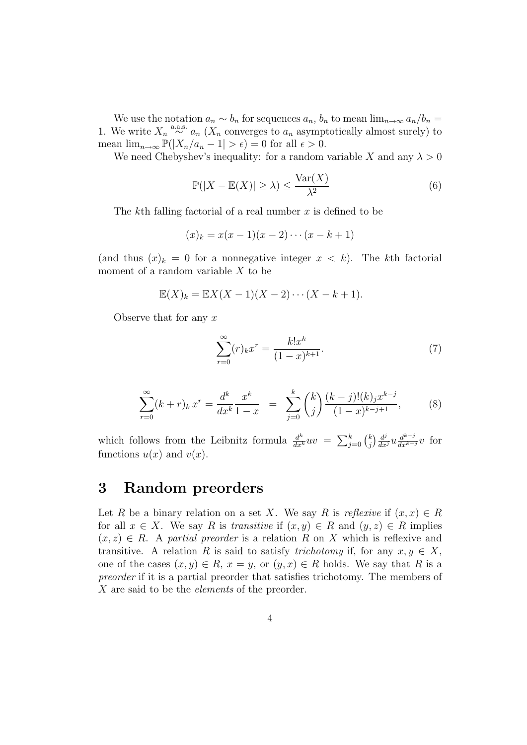We use the notation $a_n \sim b_n$ for sequences $a_n$, $b_n$ to mean $\lim_{n\to\infty} a_n/b_n = 1$. We write $X_n \overset{\text{a.a.s.}}{\sim} a_n$ ($X_n$ converges to $a_n$ asymptotically almost surely) to mean $\lim_{n\to\infty} \mathbb{P}(|X_n/a_n - 1| > \epsilon) = 0$ for all $\epsilon > 0$.

We need Chebyshev's inequality: for a random variable $X$ and any $\lambda > 0$

$$\mathbb{P}(|X - \mathbb{E}(X)| \geq \lambda) \leq \frac{\operatorname{Var}(X)}{\lambda^2} \tag{6}$$

The $k$th falling factorial of a real number $x$ is defined to be

$$(x)_k = x(x-1)(x-2)\cdots(x-k+1)$$

(and thus $(x)_k = 0$ for a nonnegative integer $x < k$). The $k$th factorial moment of a random variable $X$ to be

$$\mathbb{E}(X)_k = \mathbb{E}X(X-1)(X-2)\cdots(X-k+1).$$

Observe that for any $x$

$$\sum_{r=0}^{\infty} (r)_k x^r = \frac{k! x^k}{(1-x)^{k+1}}. \tag{7}$$

$$\sum_{r=0}^{\infty} (k+r)_k \, x^r = \frac{d^k}{dx^k} \frac{x^k}{1-x} \;\; = \;\; \sum_{j=0}^{k} \binom{k}{j} \frac{(k-j)!(k)_j x^{k-j}}{(1-x)^{k-j+1}}, \tag{8}$$

which follows from the Leibnitz formula $\frac{d^k}{dx^k} uv = \sum_{j=0}^{k} \binom{k}{j} \frac{d^j}{dx^j} u \frac{d^{k-j}}{dx^{k-j}} v$ for functions $u(x)$ and $v(x)$.

# 3 Random preorders

Let $R$ be a binary relation on a set $X$. We say $R$ is *reflexive* if $(x, x) \in R$ for all $x \in X$. We say $R$ is *transitive* if $(x, y) \in R$ and $(y, z) \in R$ implies $(x, z) \in R$. A *partial preorder* is a relation $R$ on $X$ which is reflexive and transitive. A relation $R$ is said to satisfy *trichotomy* if, for any $x, y \in X$, one of the cases $(x, y) \in R$, $x = y$, or $(y, x) \in R$ holds. We say that $R$ is a *preorder* if it is a partial preorder that satisfies trichotomy. The members of $X$ are said to be the *elements* of the preorder.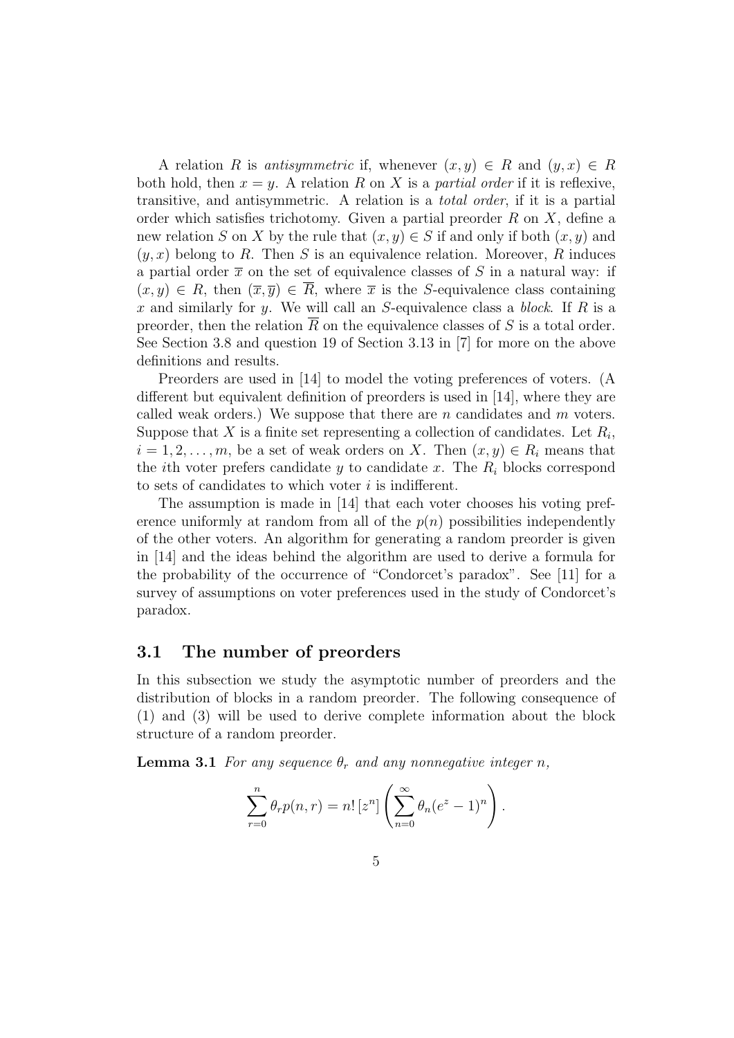A relation $R$ is *antisymmetric* if, whenever $(x, y) \in R$ and $(y, x) \in R$ both hold, then $x = y$. A relation $R$ on $X$ is a *partial order* if it is reflexive, transitive, and antisymmetric. A relation is a *total order*, if it is a partial order which satisfies trichotomy. Given a partial preorder $R$ on $X$, define a new relation $S$ on $X$ by the rule that $(x, y) \in S$ if and only if both $(x, y)$ and $(y, x)$ belong to $R$. Then $S$ is an equivalence relation. Moreover, $R$ induces a partial order $\overline{x}$ on the set of equivalence classes of $S$ in a natural way: if $(x, y) \in R$, then $(\overline{x}, \overline{y}) \in \overline{R}$, where $\overline{x}$ is the $S$-equivalence class containing $x$ and similarly for $y$. We will call an $S$-equivalence class a *block*. If $R$ is a preorder, then the relation $\overline{R}$ on the equivalence classes of $S$ is a total order. See Section 3.8 and question 19 of Section 3.13 in [7] for more on the above definitions and results.

Preorders are used in [14] to model the voting preferences of voters. (A different but equivalent definition of preorders is used in [14], where they are called weak orders.) We suppose that there are $n$ candidates and $m$ voters. Suppose that $X$ is a finite set representing a collection of candidates. Let $R_i$, $i = 1, 2, \ldots, m$, be a set of weak orders on $X$. Then $(x, y) \in R_i$ means that the $i$th voter prefers candidate $y$ to candidate $x$. The $R_i$ blocks correspond to sets of candidates to which voter $i$ is indifferent.

The assumption is made in [14] that each voter chooses his voting preference uniformly at random from all of the $p(n)$ possibilities independently of the other voters. An algorithm for generating a random preorder is given in [14] and the ideas behind the algorithm are used to derive a formula for the probability of the occurrence of "Condorcet's paradox". See [11] for a survey of assumptions on voter preferences used in the study of Condorcet's paradox.

### 3.1 The number of preorders

In this subsection we study the asymptotic number of preorders and the distribution of blocks in a random preorder. The following consequence of (1) and (3) will be used to derive complete information about the block structure of a random preorder.

**Lemma 3.1** *For any sequence $\theta_r$ and any nonnegative integer $n$,*

$$\sum_{r=0}^{n} \theta_r p(n, r) = n! \, [z^n] \left( \sum_{n=0}^{\infty} \theta_n (e^z - 1)^n \right).$$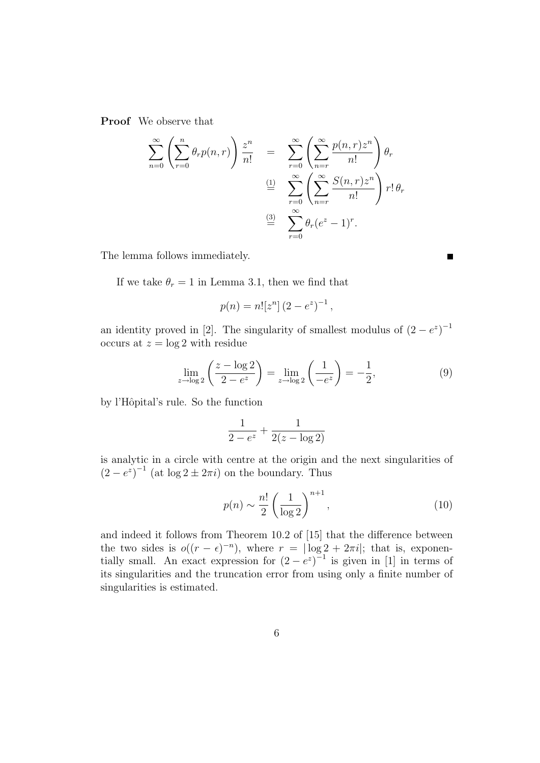**Proof** We observe that

$$\begin{aligned}
\sum_{n=0}^{\infty}\left(\sum_{r=0}^{n}\theta_r p(n,r)\right)\frac{z^n}{n!} &= \sum_{r=0}^{\infty}\left(\sum_{n=r}^{\infty}\frac{p(n,r)z^n}{n!}\right)\theta_r \\
&\overset{(1)}{=} \sum_{r=0}^{\infty}\left(\sum_{n=r}^{\infty}\frac{S(n,r)z^n}{n!}\right)r!\,\theta_r \\
&\overset{(3)}{=} \sum_{r=0}^{\infty}\theta_r(e^z-1)^r.
\end{aligned}$$

The lemma follows immediately. ∎

If we take $\theta_r = 1$ in Lemma 3.1, then we find that

$$p(n) = n![z^n]\left(2-e^z\right)^{-1},$$

an identity proved in [2]. The singularity of smallest modulus of $\left(2-e^z\right)^{-1}$ occurs at $z = \log 2$ with residue

$$\lim_{z\to\log 2}\left(\frac{z-\log 2}{2-e^z}\right) = \lim_{z\to\log 2}\left(\frac{1}{-e^z}\right) = -\frac{1}{2}, \tag{9}$$

by l'Hôpital's rule. So the function

$$\frac{1}{2-e^z} + \frac{1}{2(z-\log 2)}$$

is analytic in a circle with centre at the origin and the next singularities of $\left(2-e^z\right)^{-1}$ (at $\log 2 \pm 2\pi i$) on the boundary. Thus

$$p(n) \sim \frac{n!}{2}\left(\frac{1}{\log 2}\right)^{n+1}, \tag{10}$$

and indeed it follows from Theorem 10.2 of [15] that the difference between the two sides is $o((r-\epsilon)^{-n})$, where $r = |\log 2 + 2\pi i|$; that is, exponentially small. An exact expression for $\left(2-e^z\right)^{-1}$ is given in [1] in terms of its singularities and the truncation error from using only a finite number of singularities is estimated.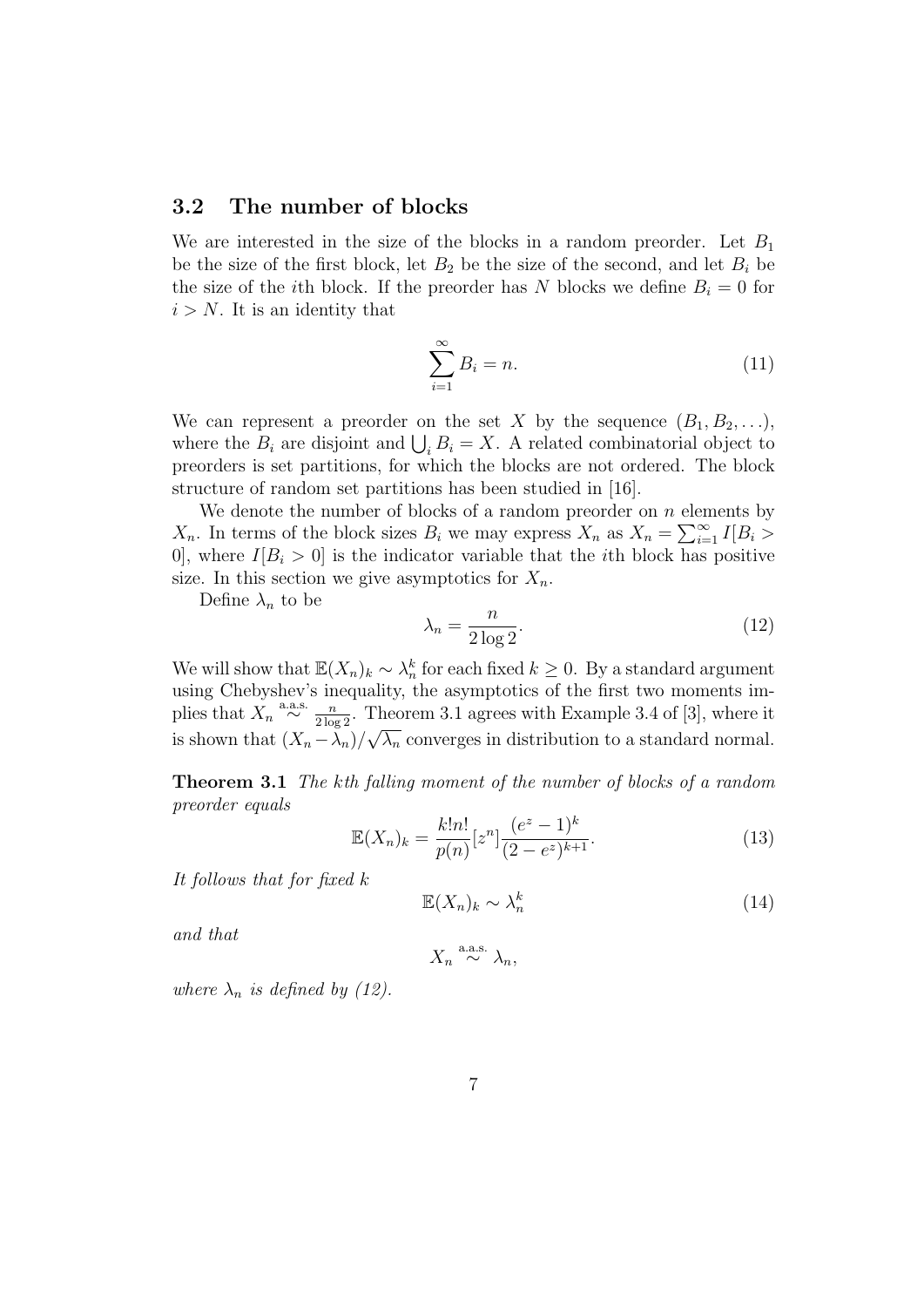### 3.2 The number of blocks

We are interested in the size of the blocks in a random preorder. Let $B_1$ be the size of the first block, let $B_2$ be the size of the second, and let $B_i$ be the size of the $i$th block. If the preorder has $N$ blocks we define $B_i = 0$ for $i > N$. It is an identity that

$$\sum_{i=1}^{\infty} B_i = n. \tag{11}$$

We can represent a preorder on the set $X$ by the sequence $(B_1, B_2, \ldots)$, where the $B_i$ are disjoint and $\bigcup_i B_i = X$. A related combinatorial object to preorders is set partitions, for which the blocks are not ordered. The block structure of random set partitions has been studied in [16].

We denote the number of blocks of a random preorder on $n$ elements by $X_n$. In terms of the block sizes $B_i$ we may express $X_n$ as $X_n = \sum_{i=1}^{\infty} I[B_i > 0]$, where $I[B_i > 0]$ is the indicator variable that the $i$th block has positive size. In this section we give asymptotics for $X_n$.

Define $\lambda_n$ to be

$$\lambda_n = \frac{n}{2\log 2}. \tag{12}$$

We will show that $\mathbb{E}(X_n)_k \sim \lambda_n^k$ for each fixed $k \geq 0$. By a standard argument using Chebyshev's inequality, the asymptotics of the first two moments implies that $X_n \overset{\text{a.a.s.}}{\sim} \frac{n}{2\log 2}$. Theorem 3.1 agrees with Example 3.4 of [3], where it is shown that $(X_n - \lambda_n)/\sqrt{\lambda_n}$ converges in distribution to a standard normal.

**Theorem 3.1** *The kth falling moment of the number of blocks of a random preorder equals*

$$\mathbb{E}(X_n)_k = \frac{k!n!}{p(n)}[z^n]\frac{(e^z - 1)^k}{(2 - e^z)^{k+1}}. \tag{13}$$

*It follows that for fixed k*

$$\mathbb{E}(X_n)_k \sim \lambda_n^k \tag{14}$$

*and that*

$$X_n \overset{\text{a.a.s.}}{\sim} \lambda_n,$$

*where $\lambda_n$ is defined by (12).*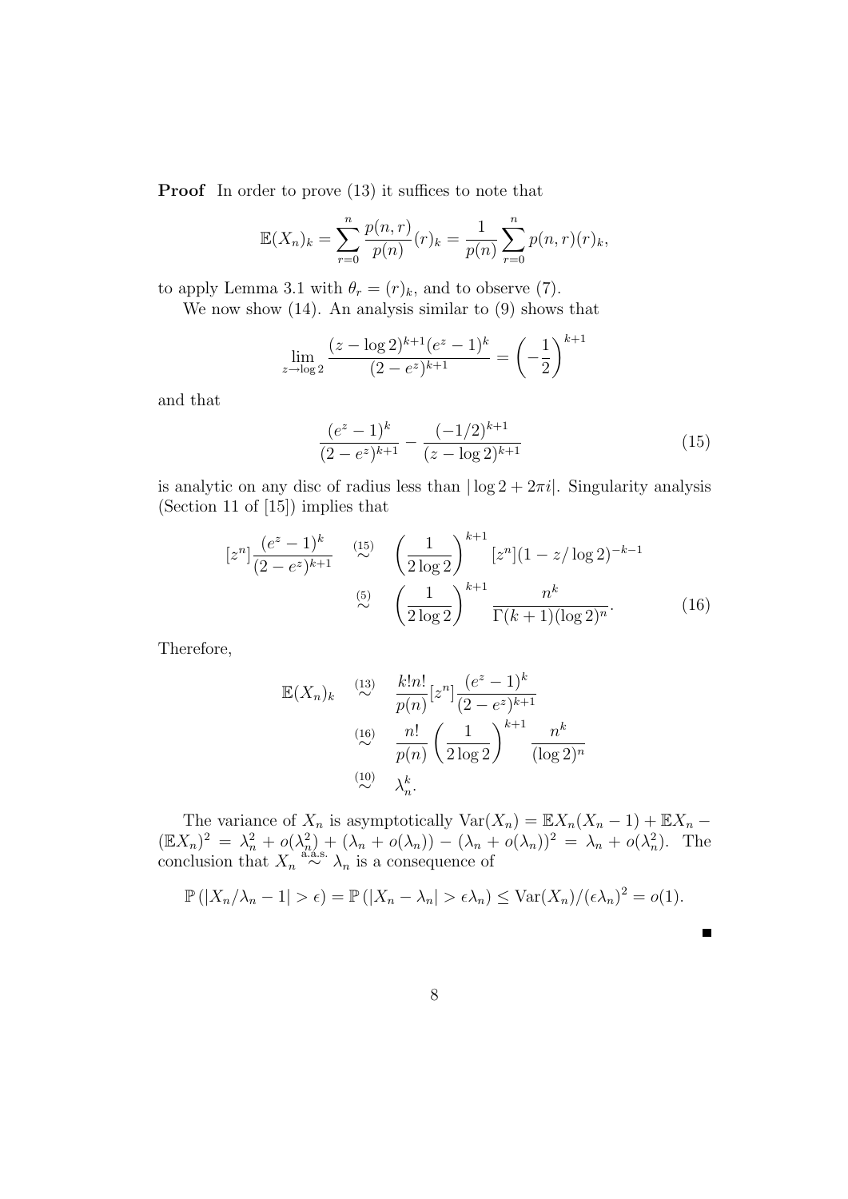**Proof** In order to prove (13) it suffices to note that

$$\mathbb{E}(X_n)_k = \sum_{r=0}^{n} \frac{p(n,r)}{p(n)}(r)_k = \frac{1}{p(n)} \sum_{r=0}^{n} p(n,r)(r)_k,$$

to apply Lemma 3.1 with $\theta_r = (r)_k$, and to observe (7).

We now show (14). An analysis similar to (9) shows that

$$\lim_{z \to \log 2} \frac{(z - \log 2)^{k+1}(e^z - 1)^k}{(2 - e^z)^{k+1}} = \left(-\frac{1}{2}\right)^{k+1}$$

and that

$$\frac{(e^z - 1)^k}{(2 - e^z)^{k+1}} - \frac{(-1/2)^{k+1}}{(z - \log 2)^{k+1}} \tag{15}$$

is analytic on any disc of radius less than $|\log 2 + 2\pi i|$. Singularity analysis (Section 11 of [15]) implies that

$$\begin{aligned} [z^n]\frac{(e^z - 1)^k}{(2 - e^z)^{k+1}} &\overset{(15)}{\sim} \left(\frac{1}{2\log 2}\right)^{k+1} [z^n](1 - z/\log 2)^{-k-1} \\ &\overset{(5)}{\sim} \left(\frac{1}{2\log 2}\right)^{k+1} \frac{n^k}{\Gamma(k+1)(\log 2)^n}. \end{aligned} \tag{16}$$

Therefore,

$$\begin{aligned} \mathbb{E}(X_n)_k &\overset{(13)}{\sim} \frac{k!n!}{p(n)}[z^n]\frac{(e^z - 1)^k}{(2 - e^z)^{k+1}} \\ &\overset{(16)}{\sim} \frac{n!}{p(n)} \left(\frac{1}{2\log 2}\right)^{k+1} \frac{n^k}{(\log 2)^n} \\ &\overset{(10)}{\sim} \lambda_n^k. \end{aligned}$$

The variance of $X_n$ is asymptotically $\mathrm{Var}(X_n) = \mathbb{E}X_n(X_n - 1) + \mathbb{E}X_n - (\mathbb{E}X_n)^2 = \lambda_n^2 + o(\lambda_n^2) + (\lambda_n + o(\lambda_n)) - (\lambda_n + o(\lambda_n))^2 = \lambda_n + o(\lambda_n^2)$. The conclusion that $X_n \overset{\text{a.a.s.}}{\sim} \lambda_n$ is a consequence of

$$\mathbb{P}\left(|X_n/\lambda_n - 1| > \epsilon\right) = \mathbb{P}\left(|X_n - \lambda_n| > \epsilon\lambda_n\right) \leq \mathrm{Var}(X_n)/(\epsilon\lambda_n)^2 = o(1).$$

■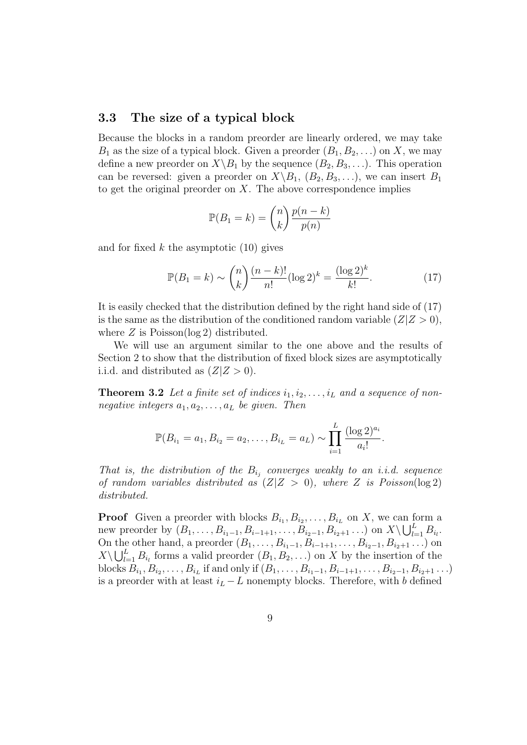### 3.3 The size of a typical block

Because the blocks in a random preorder are linearly ordered, we may take $B_1$ as the size of a typical block. Given a preorder $(B_1, B_2, \ldots)$ on $X$, we may define a new preorder on $X \backslash B_1$ by the sequence $(B_2, B_3, \ldots)$. This operation can be reversed: given a preorder on $X \backslash B_1$, $(B_2, B_3, \ldots)$, we can insert $B_1$ to get the original preorder on $X$. The above correspondence implies

$$\mathbb{P}(B_1 = k) = \binom{n}{k} \frac{p(n-k)}{p(n)}$$

and for fixed $k$ the asymptotic (10) gives

$$\mathbb{P}(B_1 = k) \sim \binom{n}{k} \frac{(n-k)!}{n!} (\log 2)^k = \frac{(\log 2)^k}{k!}. \tag{17}$$

It is easily checked that the distribution defined by the right hand side of (17) is the same as the distribution of the conditioned random variable $(Z|Z > 0)$, where $Z$ is Poisson$(\log 2)$ distributed.

We will use an argument similar to the one above and the results of Section 2 to show that the distribution of fixed block sizes are asymptotically i.i.d. and distributed as $(Z|Z > 0)$.

**Theorem 3.2** *Let a finite set of indices $i_1, i_2, \ldots, i_L$ and a sequence of non-negative integers $a_1, a_2, \ldots, a_L$ be given. Then*

$$\mathbb{P}(B_{i_1} = a_1, B_{i_2} = a_2, \ldots, B_{i_L} = a_L) \sim \prod_{i=1}^{L} \frac{(\log 2)^{a_i}}{a_i!}.$$

*That is, the distribution of the $B_{i_j}$ converges weakly to an i.i.d. sequence of random variables distributed as $(Z|Z > 0)$, where $Z$ is Poisson$(\log 2)$ distributed.*

**Proof** Given a preorder with blocks $B_{i_1}, B_{i_2}, \ldots, B_{i_L}$ on $X$, we can form a new preorder by $(B_1, \ldots, B_{i_1 - 1}, B_{i-1+1}, \ldots, B_{i_2 - 1}, B_{i_2+1} \ldots)$ on $X \backslash \bigcup_{l=1}^{L} B_{i_l}$. On the other hand, a preorder $(B_1, \ldots, B_{i_1-1}, B_{i-1+1}, \ldots, B_{i_2-1}, B_{i_2+1} \ldots)$ on $X \backslash \bigcup_{l=1}^{L} B_{i_l}$ forms a valid preorder $(B_1, B_2, \ldots)$ on $X$ by the insertion of the blocks $B_{i_1}, B_{i_2}, \ldots, B_{i_L}$ if and only if $(B_1, \ldots, B_{i_1-1}, B_{i-1+1}, \ldots, B_{i_2-1}, B_{i_2+1} \ldots)$ is a preorder with at least $i_L - L$ nonempty blocks. Therefore, with $b$ defined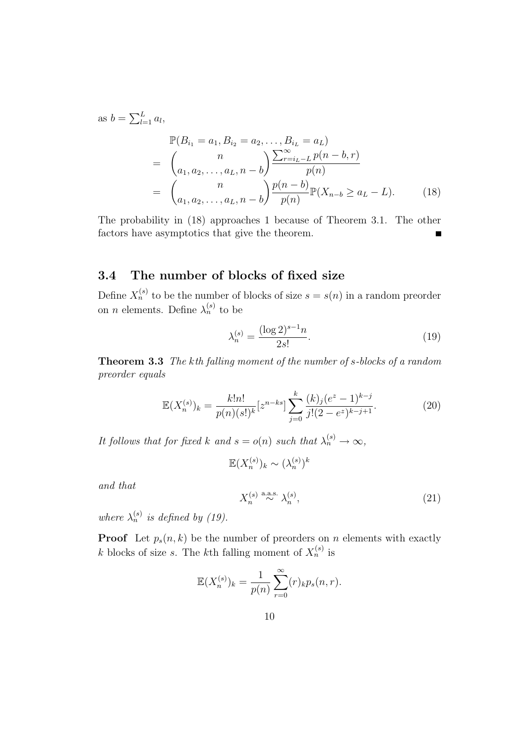as $b = \sum_{l=1}^{L} a_l$,

$$
\begin{aligned}
& \mathbb{P}(B_{i_1} = a_1, B_{i_2} = a_2, \ldots, B_{i_L} = a_L) \\
= & \binom{n}{a_1, a_2, \ldots, a_L, n-b} \frac{\sum_{r=i_L-L}^{\infty} p(n-b, r)}{p(n)} \\
= & \binom{n}{a_1, a_2, \ldots, a_L, n-b} \frac{p(n-b)}{p(n)} \mathbb{P}(X_{n-b} \geq a_L - L). \qquad (18)
\end{aligned}
$$

The probability in (18) approaches 1 because of Theorem 3.1. The other factors have asymptotics that give the theorem. ∎

### 3.4 The number of blocks of fixed size

Define $X_n^{(s)}$ to be the number of blocks of size $s = s(n)$ in a random preorder on $n$ elements. Define $\lambda_n^{(s)}$ to be

$$
\lambda_n^{(s)} = \frac{(\log 2)^{s-1} n}{2 s!}. \qquad (19)
$$

**Theorem 3.3** *The kth falling moment of the number of s-blocks of a random preorder equals*

$$
\mathbb{E}(X_n^{(s)})_k = \frac{k! n!}{p(n)(s!)^k} [z^{n-ks}] \sum_{j=0}^{k} \frac{(k)_j (e^z - 1)^{k-j}}{j! (2 - e^z)^{k-j+1}}. \qquad (20)
$$

*It follows that for fixed $k$ and $s = o(n)$ such that $\lambda_n^{(s)} \to \infty$,*

$$
\mathbb{E}(X_n^{(s)})_k \sim (\lambda_n^{(s)})^k
$$

*and that*

$$
X_n^{(s)} \overset{\text{a.a.s.}}{\sim} \lambda_n^{(s)}, \qquad (21)
$$

*where $\lambda_n^{(s)}$ is defined by (19).*

**Proof** Let $p_s(n, k)$ be the number of preorders on $n$ elements with exactly $k$ blocks of size $s$. The $k$th falling moment of $X_n^{(s)}$ is

$$
\mathbb{E}(X_n^{(s)})_k = \frac{1}{p(n)} \sum_{r=0}^{\infty} (r)_k p_s(n, r).
$$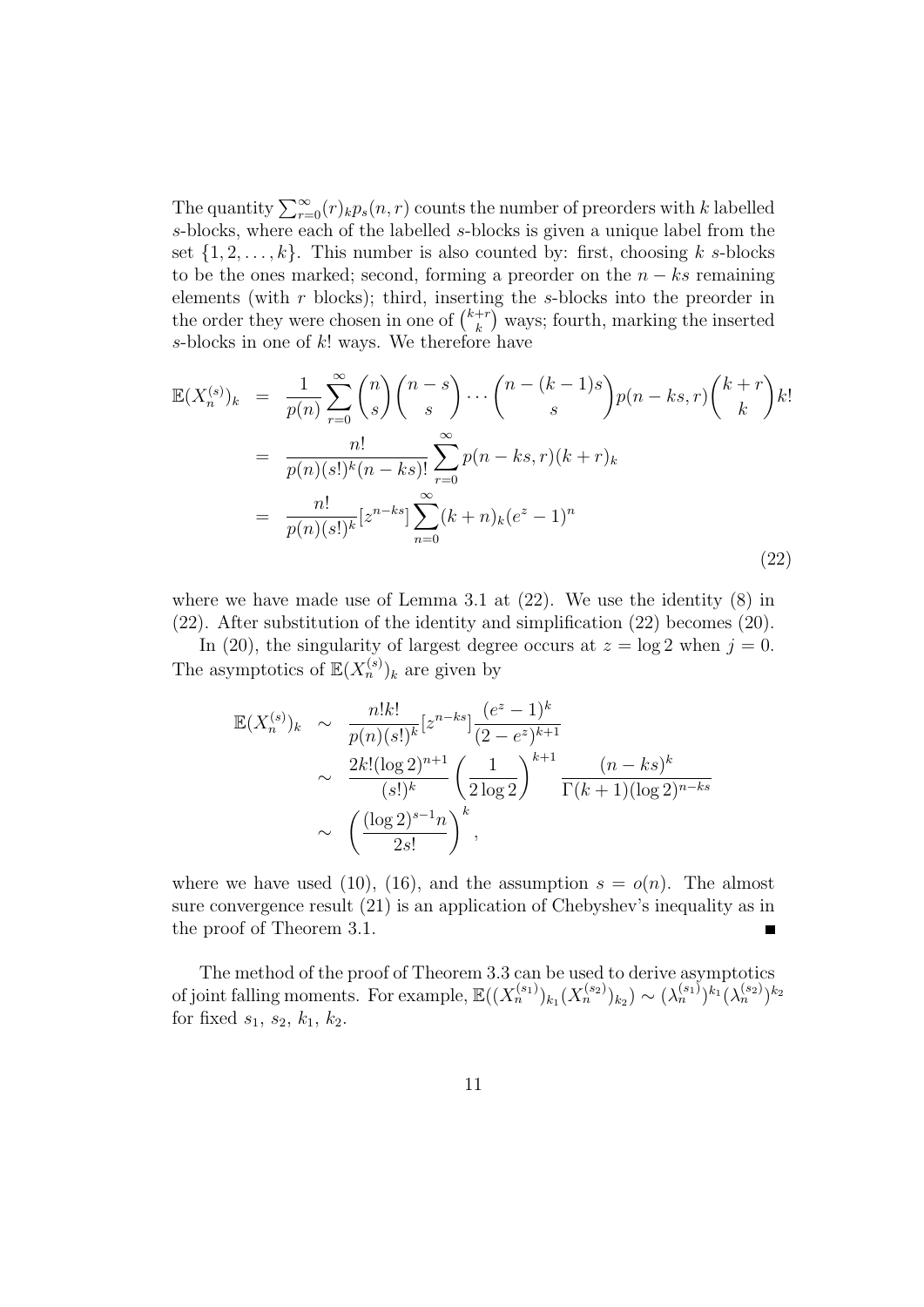The quantity $\sum_{r=0}^{\infty}(r)_k p_s(n,r)$ counts the number of preorders with $k$ labelled $s$-blocks, where each of the labelled $s$-blocks is given a unique label from the set $\{1, 2, \ldots, k\}$. This number is also counted by: first, choosing $k$ $s$-blocks to be the ones marked; second, forming a preorder on the $n - ks$ remaining elements (with $r$ blocks); third, inserting the $s$-blocks into the preorder in the order they were chosen in one of $\binom{k+r}{k}$ ways; fourth, marking the inserted $s$-blocks in one of $k!$ ways. We therefore have

$$
\begin{aligned}
\mathbb{E}(X_n^{(s)})_k &= \frac{1}{p(n)} \sum_{r=0}^{\infty} \binom{n}{s}\binom{n-s}{s} \cdots \binom{n-(k-1)s}{s} p(n-ks, r) \binom{k+r}{k} k! \\
&= \frac{n!}{p(n)(s!)^k (n-ks)!} \sum_{r=0}^{\infty} p(n-ks, r)(k+r)_k \\
&= \frac{n!}{p(n)(s!)^k} [z^{n-ks}] \sum_{n=0}^{\infty} (k+n)_k (e^z - 1)^n
\end{aligned} \tag{22}
$$

where we have made use of Lemma 3.1 at (22). We use the identity (8) in (22). After substitution of the identity and simplification (22) becomes (20).

In (20), the singularity of largest degree occurs at $z = \log 2$ when $j = 0$. The asymptotics of $\mathbb{E}(X_n^{(s)})_k$ are given by

$$
\begin{aligned}
\mathbb{E}(X_n^{(s)})_k &\sim \frac{n!k!}{p(n)(s!)^k} [z^{n-ks}] \frac{(e^z-1)^k}{(2-e^z)^{k+1}} \\
&\sim \frac{2k!(\log 2)^{n+1}}{(s!)^k} \left(\frac{1}{2\log 2}\right)^{k+1} \frac{(n-ks)^k}{\Gamma(k+1)(\log 2)^{n-ks}} \\
&\sim \left(\frac{(\log 2)^{s-1} n}{2s!}\right)^k,
\end{aligned}
$$

where we have used (10), (16), and the assumption $s = o(n)$. The almost sure convergence result (21) is an application of Chebyshev's inequality as in the proof of Theorem 3.1. ∎

The method of the proof of Theorem 3.3 can be used to derive asymptotics of joint falling moments. For example, $\mathbb{E}((X_n^{(s_1)})_{k_1}(X_n^{(s_2)})_{k_2}) \sim (\lambda_n^{(s_1)})^{k_1}(\lambda_n^{(s_2)})^{k_2}$ for fixed $s_1$, $s_2$, $k_1$, $k_2$.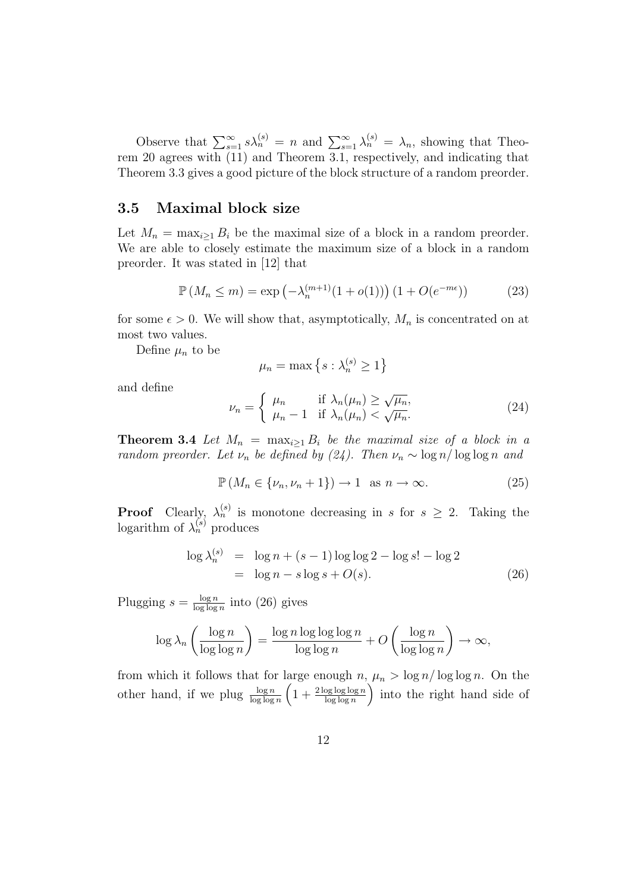Observe that $\sum_{s=1}^{\infty} s\lambda_n^{(s)} = n$ and $\sum_{s=1}^{\infty} \lambda_n^{(s)} = \lambda_n$, showing that Theorem 20 agrees with (11) and Theorem 3.1, respectively, and indicating that Theorem 3.3 gives a good picture of the block structure of a random preorder.

### 3.5 Maximal block size

Let $M_n = \max_{i\geq 1} B_i$ be the maximal size of a block in a random preorder. We are able to closely estimate the maximum size of a block in a random preorder. It was stated in [12] that

$$\mathbb{P}\left(M_n \leq m\right) = \exp\left(-\lambda_n^{(m+1)}(1+o(1))\right)\left(1+O(e^{-m\epsilon})\right) \tag{23}$$

for some $\epsilon > 0$. We will show that, asymptotically, $M_n$ is concentrated on at most two values.

Define $\mu_n$ to be

$$\mu_n = \max\left\{s : \lambda_n^{(s)} \geq 1\right\}$$

and define

$$\nu_n = \begin{cases} \mu_n & \text{if } \lambda_n(\mu_n) \geq \sqrt{\mu_n}, \\ \mu_n - 1 & \text{if } \lambda_n(\mu_n) < \sqrt{\mu_n}. \end{cases} \tag{24}$$

**Theorem 3.4** *Let $M_n = \max_{i\geq 1} B_i$ be the maximal size of a block in a random preorder. Let $\nu_n$ be defined by (24). Then $\nu_n \sim \log n / \log\log n$ and*

$$\mathbb{P}\left(M_n \in \{\nu_n, \nu_n + 1\}\right) \to 1 \quad \text{as } n \to \infty. \tag{25}$$

**Proof** Clearly, $\lambda_n^{(s)}$ is monotone decreasing in $s$ for $s \geq 2$. Taking the logarithm of $\lambda_n^{(s)}$ produces

$$\begin{aligned} \log \lambda_n^{(s)} &= \log n + (s-1)\log\log 2 - \log s! - \log 2 \\ &= \log n - s\log s + O(s). \end{aligned} \tag{26}$$

Plugging $s = \frac{\log n}{\log\log n}$ into (26) gives

$$\log \lambda_n\left(\frac{\log n}{\log\log n}\right) = \frac{\log n \log\log\log n}{\log\log n} + O\left(\frac{\log n}{\log\log n}\right) \to \infty,$$

from which it follows that for large enough $n$, $\mu_n > \log n / \log\log n$. On the other hand, if we plug $\frac{\log n}{\log\log n}\left(1 + \frac{2\log\log\log n}{\log\log n}\right)$ into the right hand side of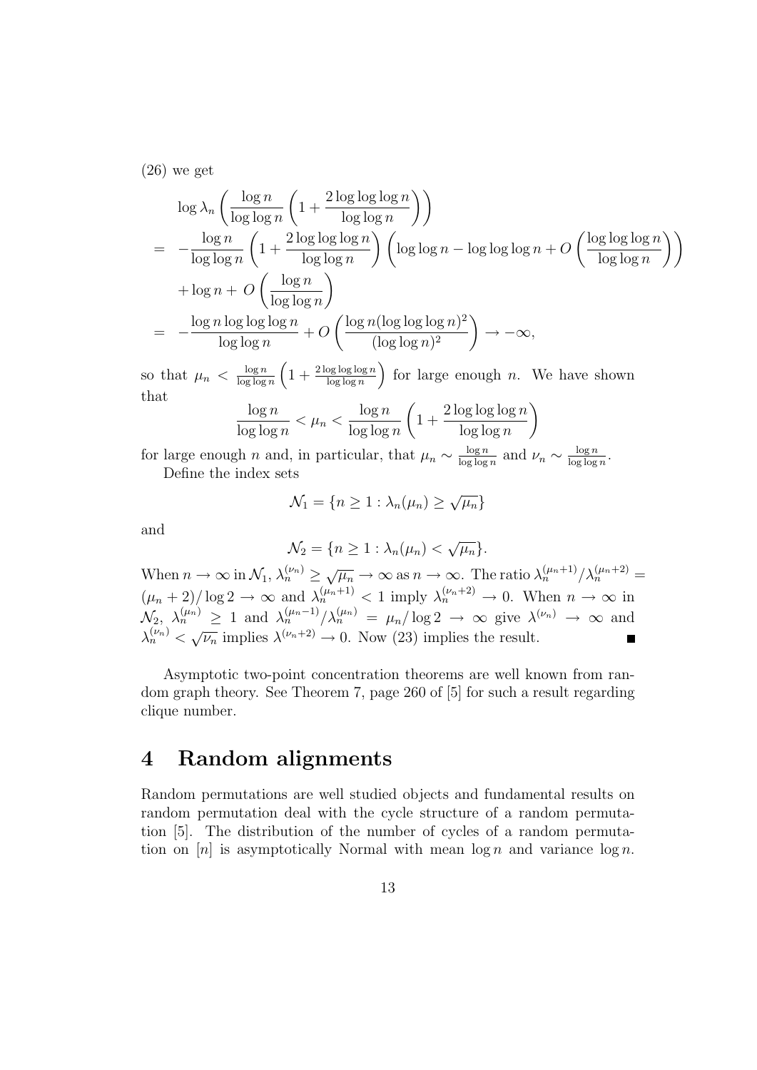(26) we get

$$
\begin{aligned}
& \log \lambda_n \left( \frac{\log n}{\log \log n} \left( 1 + \frac{2 \log \log \log n}{\log \log n} \right) \right) \\
= & -\frac{\log n}{\log \log n} \left( 1 + \frac{2 \log \log \log n}{\log \log n} \right) \left( \log \log n - \log \log \log n + O\left( \frac{\log \log \log n}{\log \log n} \right) \right) \\
& + \log n + O\left( \frac{\log n}{\log \log n} \right) \\
= & -\frac{\log n \log \log \log n}{\log \log n} + O\left( \frac{\log n (\log \log \log n)^2}{(\log \log n)^2} \right) \to -\infty,
\end{aligned}
$$

so that $\mu_n < \frac{\log n}{\log \log n}\left(1 + \frac{2 \log \log \log n}{\log \log n}\right)$ for large enough $n$. We have shown that

$$
\frac{\log n}{\log \log n} < \mu_n < \frac{\log n}{\log \log n} \left( 1 + \frac{2 \log \log \log n}{\log \log n} \right)
$$

for large enough $n$ and, in particular, that $\mu_n \sim \frac{\log n}{\log \log n}$ and $\nu_n \sim \frac{\log n}{\log \log n}$.

Define the index sets

$$
\mathcal{N}_1 = \{ n \geq 1 : \lambda_n(\mu_n) \geq \sqrt{\mu_n} \}
$$

and

$$
\mathcal{N}_2 = \{ n \geq 1 : \lambda_n(\mu_n) < \sqrt{\mu_n} \}.
$$

When $n \to \infty$ in $\mathcal{N}_1$, $\lambda_n^{(\nu_n)} \geq \sqrt{\mu_n} \to \infty$ as $n \to \infty$. The ratio $\lambda_n^{(\mu_n+1)}/\lambda_n^{(\mu_n+2)} = (\mu_n+2)/\log 2 \to \infty$ and $\lambda_n^{(\mu_n+1)} < 1$ imply $\lambda_n^{(\nu_n+2)} \to 0$. When $n \to \infty$ in $\mathcal{N}_2$, $\lambda_n^{(\mu_n)} \geq 1$ and $\lambda_n^{(\mu_n-1)}/\lambda_n^{(\mu_n)} = \mu_n/\log 2 \to \infty$ give $\lambda^{(\nu_n)} \to \infty$ and $\lambda_n^{(\nu_n)} < \sqrt{\nu_n}$ implies $\lambda^{(\nu_n+2)} \to 0$. Now (23) implies the result. ∎

Asymptotic two-point concentration theorems are well known from random graph theory. See Theorem 7, page 260 of [5] for such a result regarding clique number.

# 4 Random alignments

Random permutations are well studied objects and fundamental results on random permutation deal with the cycle structure of a random permutation [5]. The distribution of the number of cycles of a random permutation on $[n]$ is asymptotically Normal with mean $\log n$ and variance $\log n$.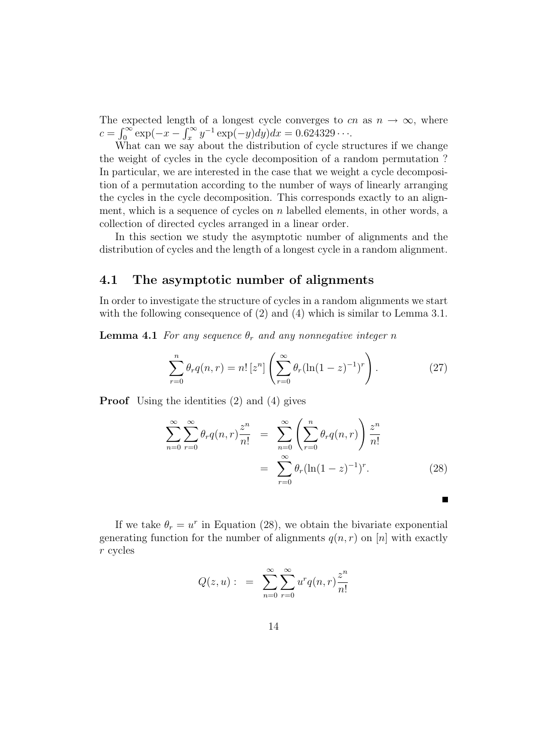The expected length of a longest cycle converges to $cn$ as $n \to \infty$, where $c = \int_0^\infty \exp(-x - \int_x^\infty y^{-1} \exp(-y) dy) dx = 0.624329\cdots$.

What can we say about the distribution of cycle structures if we change the weight of cycles in the cycle decomposition of a random permutation ? In particular, we are interested in the case that we weight a cycle decomposition of a permutation according to the number of ways of linearly arranging the cycles in the cycle decomposition. This corresponds exactly to an alignment, which is a sequence of cycles on $n$ labelled elements, in other words, a collection of directed cycles arranged in a linear order.

In this section we study the asymptotic number of alignments and the distribution of cycles and the length of a longest cycle in a random alignment.

## 4.1 The asymptotic number of alignments

In order to investigate the structure of cycles in a random alignments we start with the following consequence of (2) and (4) which is similar to Lemma 3.1.

**Lemma 4.1** *For any sequence $\theta_r$ and any nonnegative integer $n$*

$$\sum_{r=0}^{n} \theta_r q(n,r) = n! \, [z^n] \left( \sum_{r=0}^{\infty} \theta_r (\ln(1-z)^{-1})^r \right). \tag{27}$$

**Proof** Using the identities (2) and (4) gives

$$\begin{aligned} \sum_{n=0}^{\infty} \sum_{r=0}^{\infty} \theta_r q(n,r) \frac{z^n}{n!} &= \sum_{n=0}^{\infty} \left( \sum_{r=0}^{n} \theta_r q(n,r) \right) \frac{z^n}{n!} \\ &= \sum_{r=0}^{\infty} \theta_r (\ln(1-z)^{-1})^r. \end{aligned} \tag{28}$$

■

If we take $\theta_r = u^r$ in Equation (28), we obtain the bivariate exponential generating function for the number of alignments $q(n,r)$ on $[n]$ with exactly $r$ cycles

$$Q(z,u) := \sum_{n=0}^{\infty} \sum_{r=0}^{\infty} u^r q(n,r) \frac{z^n}{n!}$$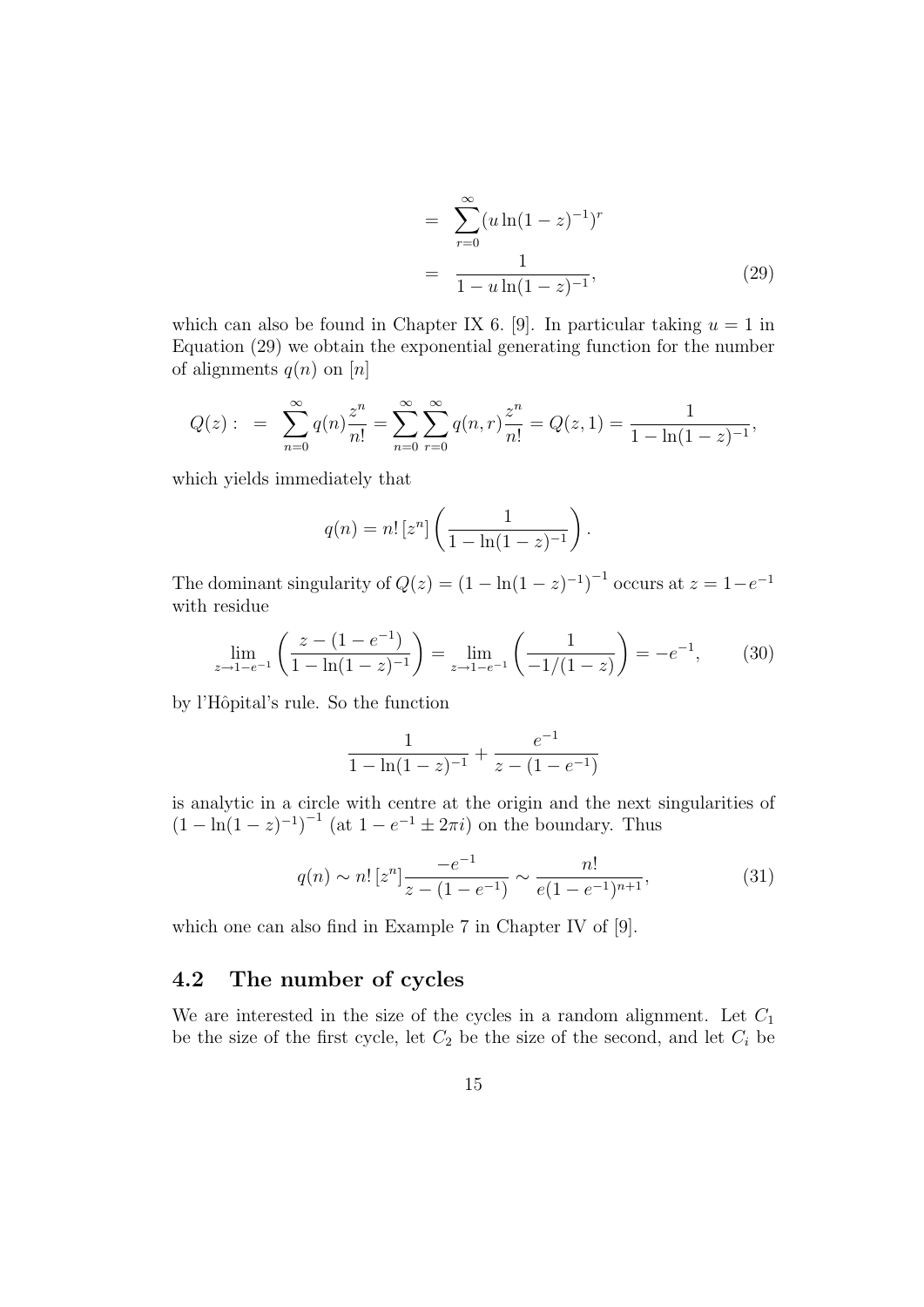$$
\begin{aligned}
&= \sum_{r=0}^{\infty} (u \ln(1-z)^{-1})^r \\
&= \frac{1}{1 - u\ln(1-z)^{-1}}, \qquad (29)
\end{aligned}
$$

which can also be found in Chapter IX 6. [9]. In particular taking $u = 1$ in Equation (29) we obtain the exponential generating function for the number of alignments $q(n)$ on $[n]$

$$
Q(z) : \; = \; \sum_{n=0}^{\infty} q(n) \frac{z^n}{n!} = \sum_{n=0}^{\infty} \sum_{r=0}^{\infty} q(n,r) \frac{z^n}{n!} = Q(z,1) = \frac{1}{1 - \ln(1-z)^{-1}},
$$

which yields immediately that

$$
q(n) = n! \, [z^n] \left( \frac{1}{1 - \ln(1-z)^{-1}} \right).
$$

The dominant singularity of $Q(z) = (1 - \ln(1-z)^{-1})^{-1}$ occurs at $z = 1 - e^{-1}$ with residue

$$
\lim_{z \to 1-e^{-1}} \left( \frac{z - (1-e^{-1})}{1 - \ln(1-z)^{-1}} \right) = \lim_{z \to 1-e^{-1}} \left( \frac{1}{-1/(1-z)} \right) = -e^{-1}, \qquad (30)
$$

by l'Hôpital's rule. So the function

$$
\frac{1}{1 - \ln(1-z)^{-1}} + \frac{e^{-1}}{z - (1-e^{-1})}
$$

is analytic in a circle with centre at the origin and the next singularities of $(1 - \ln(1-z)^{-1})^{-1}$ (at $1 - e^{-1} \pm 2\pi i$) on the boundary. Thus

$$
q(n) \sim n! \, [z^n] \frac{-e^{-1}}{z - (1-e^{-1})} \sim \frac{n!}{e(1-e^{-1})^{n+1}}, \qquad (31)
$$

which one can also find in Example 7 in Chapter IV of [9].

## 4.2 The number of cycles

We are interested in the size of the cycles in a random alignment. Let $C_1$ be the size of the first cycle, let $C_2$ be the size of the second, and let $C_i$ be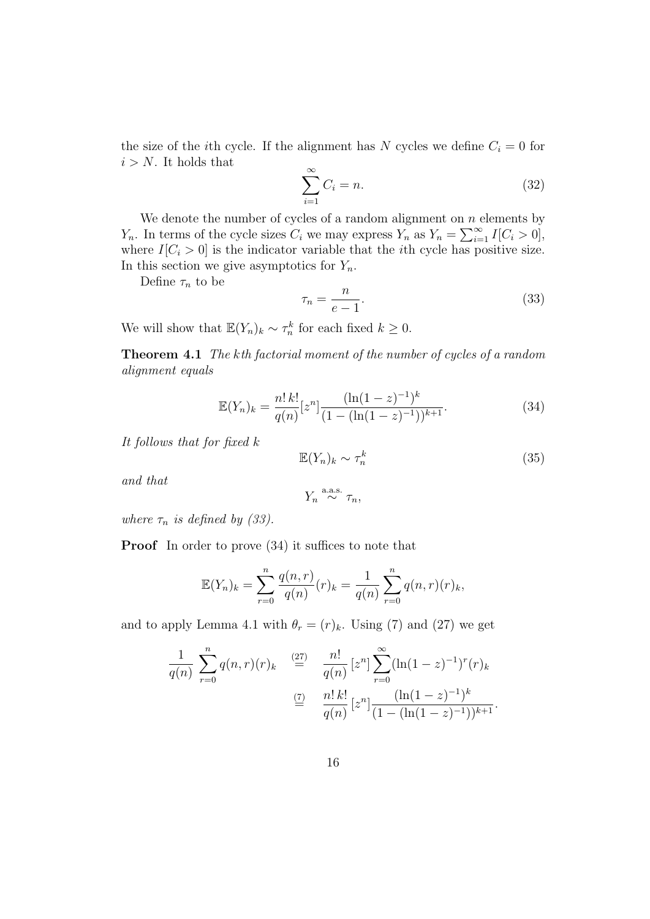the size of the $i$th cycle. If the alignment has $N$ cycles we define $C_i = 0$ for $i > N$. It holds that

$$\sum_{i=1}^{\infty} C_i = n. \tag{32}$$

We denote the number of cycles of a random alignment on $n$ elements by $Y_n$. In terms of the cycle sizes $C_i$ we may express $Y_n$ as $Y_n = \sum_{i=1}^{\infty} I[C_i > 0]$, where $I[C_i > 0]$ is the indicator variable that the $i$th cycle has positive size. In this section we give asymptotics for $Y_n$.

Define $\tau_n$ to be

$$\tau_n = \frac{n}{e-1}. \tag{33}$$

We will show that $\mathbb{E}(Y_n)_k \sim \tau_n^k$ for each fixed $k \geq 0$.

**Theorem 4.1** *The $k$th factorial moment of the number of cycles of a random alignment equals*

$$\mathbb{E}(Y_n)_k = \frac{n!\,k!}{q(n)}[z^n]\frac{(\ln(1-z)^{-1})^k}{(1-(\ln(1-z)^{-1}))^{k+1}}. \tag{34}$$

*It follows that for fixed $k$*

$$\mathbb{E}(Y_n)_k \sim \tau_n^k \tag{35}$$

*and that*

$$Y_n \overset{\text{a.a.s.}}{\sim} \tau_n,$$

*where $\tau_n$ is defined by (33).*

**Proof** In order to prove (34) it suffices to note that

$$\mathbb{E}(Y_n)_k = \sum_{r=0}^{n} \frac{q(n,r)}{q(n)}(r)_k = \frac{1}{q(n)}\sum_{r=0}^{n} q(n,r)(r)_k,$$

and to apply Lemma 4.1 with $\theta_r = (r)_k$. Using (7) and (27) we get

$$\begin{aligned}
\frac{1}{q(n)}\sum_{r=0}^{n} q(n,r)(r)_k \quad &\overset{(27)}{=} \quad \frac{n!}{q(n)}\,[z^n]\sum_{r=0}^{\infty}(\ln(1-z)^{-1})^r(r)_k \\
&\overset{(7)}{=} \quad \frac{n!\,k!}{q(n)}\,[z^n]\frac{(\ln(1-z)^{-1})^k}{(1-(\ln(1-z)^{-1}))^{k+1}}.
\end{aligned}$$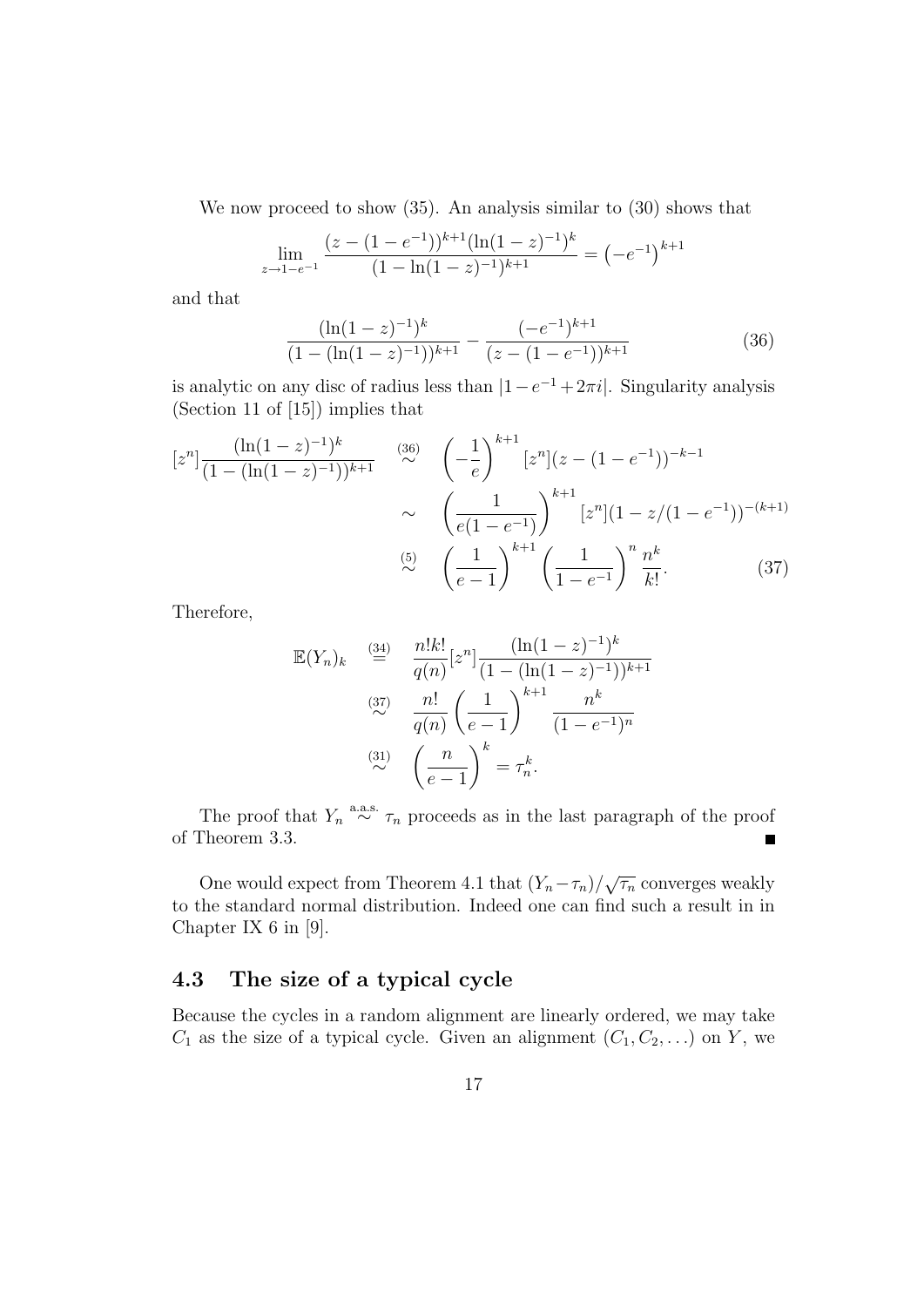We now proceed to show (35). An analysis similar to (30) shows that

$$\lim_{z \to 1-e^{-1}} \frac{(z-(1-e^{-1}))^{k+1}(\ln(1-z)^{-1})^k}{(1-\ln(1-z)^{-1})^{k+1}} = \left(-e^{-1}\right)^{k+1}$$

and that

$$\frac{(\ln(1-z)^{-1})^k}{(1-(\ln(1-z)^{-1}))^{k+1}} - \frac{(-e^{-1})^{k+1}}{(z-(1-e^{-1}))^{k+1}} \tag{36}$$

is analytic on any disc of radius less than $|1-e^{-1}+2\pi i|$. Singularity analysis (Section 11 of [15]) implies that

$$\begin{aligned}
[z^n]\frac{(\ln(1-z)^{-1})^k}{(1-(\ln(1-z)^{-1}))^{k+1}} &\overset{(36)}{\sim} \left(-\frac{1}{e}\right)^{k+1}[z^n](z-(1-e^{-1}))^{-k-1} \\
&\sim \left(\frac{1}{e(1-e^{-1})}\right)^{k+1}[z^n](1-z/(1-e^{-1}))^{-(k+1)} \\
&\overset{(5)}{\sim} \left(\frac{1}{e-1}\right)^{k+1}\left(\frac{1}{1-e^{-1}}\right)^n \frac{n^k}{k!}. \qquad (37)
\end{aligned}$$

Therefore,

$$\begin{aligned}
\mathbb{E}(Y_n)_k &\overset{(34)}{=} \frac{n!k!}{q(n)}[z^n]\frac{(\ln(1-z)^{-1})^k}{(1-(\ln(1-z)^{-1}))^{k+1}} \\
&\overset{(37)}{\sim} \frac{n!}{q(n)}\left(\frac{1}{e-1}\right)^{k+1}\frac{n^k}{(1-e^{-1})^n} \\
&\overset{(31)}{\sim} \left(\frac{n}{e-1}\right)^k = \tau_n^k.
\end{aligned}$$

The proof that $Y_n \overset{\text{a.a.s.}}{\sim} \tau_n$ proceeds as in the last paragraph of the proof of Theorem 3.3. ■

One would expect from Theorem 4.1 that $(Y_n - \tau_n)/\sqrt{\tau_n}$ converges weakly to the standard normal distribution. Indeed one can find such a result in in Chapter IX 6 in [9].

## 4.3 The size of a typical cycle

Because the cycles in a random alignment are linearly ordered, we may take $C_1$ as the size of a typical cycle. Given an alignment $(C_1, C_2, \ldots)$ on $Y$, we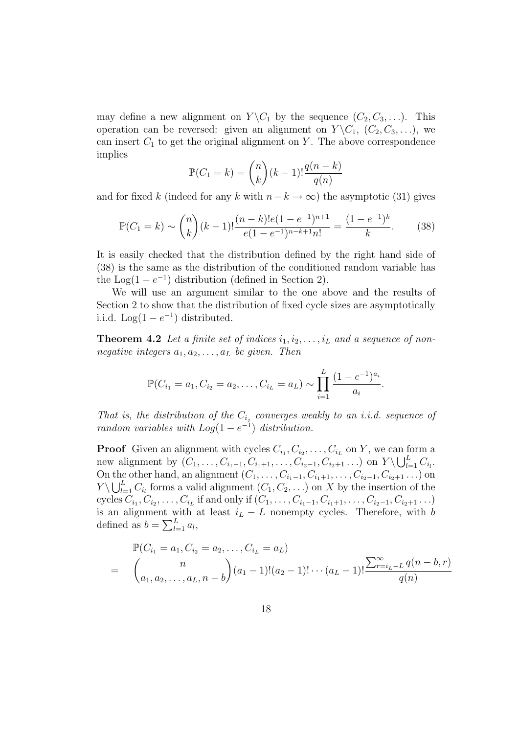may define a new alignment on $Y \backslash C_1$ by the sequence $(C_2, C_3, \ldots)$. This operation can be reversed: given an alignment on $Y \backslash C_1$, $(C_2, C_3, \ldots)$, we can insert $C_1$ to get the original alignment on $Y$. The above correspondence implies

$$\mathbb{P}(C_1 = k) = \binom{n}{k}(k-1)!\frac{q(n-k)}{q(n)}$$

and for fixed $k$ (indeed for any $k$ with $n - k \to \infty$) the asymptotic (31) gives

$$\mathbb{P}(C_1 = k) \sim \binom{n}{k}(k-1)!\frac{(n-k)!e(1-e^{-1})^{n+1}}{e(1-e^{-1})^{n-k+1}n!} = \frac{(1-e^{-1})^k}{k}. \qquad (38)$$

It is easily checked that the distribution defined by the right hand side of (38) is the same as the distribution of the conditioned random variable has the $\text{Log}(1 - e^{-1})$ distribution (defined in Section 2).

We will use an argument similar to the one above and the results of Section 2 to show that the distribution of fixed cycle sizes are asymptotically i.i.d. $\text{Log}(1 - e^{-1})$ distributed.

**Theorem 4.2** *Let a finite set of indices $i_1, i_2, \ldots, i_L$ and a sequence of non-negative integers $a_1, a_2, \ldots, a_L$ be given. Then*

$$\mathbb{P}(C_{i_1} = a_1, C_{i_2} = a_2, \ldots, C_{i_L} = a_L) \sim \prod_{i=1}^{L} \frac{(1-e^{-1})^{a_i}}{a_i}.$$

*That is, the distribution of the $C_{i_j}$ converges weakly to an i.i.d. sequence of random variables with $Log(1 - e^{-1})$ distribution.*

**Proof** Given an alignment with cycles $C_{i_1}, C_{i_2}, \ldots, C_{i_L}$ on $Y$, we can form a new alignment by $(C_1, \ldots, C_{i_1-1}, C_{i_1+1}, \ldots, C_{i_2-1}, C_{i_2+1} \ldots)$ on $Y \backslash \bigcup_{l=1}^{L} C_{i_l}$. On the other hand, an alignment $(C_1, \ldots, C_{i_1-1}, C_{i_1+1}, \ldots, C_{i_2-1}, C_{i_2+1} \ldots)$ on $Y \backslash \bigcup_{l=1}^{L} C_{i_l}$ forms a valid alignment $(C_1, C_2, \ldots)$ on $X$ by the insertion of the cycles $C_{i_1}, C_{i_2}, \ldots, C_{i_L}$ if and only if $(C_1, \ldots, C_{i_1-1}, C_{i_1+1}, \ldots, C_{i_2-1}, C_{i_2+1} \ldots)$ is an alignment with at least $i_L - L$ nonempty cycles. Therefore, with $b$ defined as $b = \sum_{l=1}^{L} a_l$,

$$\begin{aligned}
& \mathbb{P}(C_{i_1} = a_1, C_{i_2} = a_2, \ldots, C_{i_L} = a_L) \\
= \quad & \binom{n}{a_1, a_2, \ldots, a_L, n-b}(a_1-1)!(a_2-1)! \cdots (a_L-1)!\frac{\sum_{r=i_L-L}^{\infty} q(n-b, r)}{q(n)}
\end{aligned}$$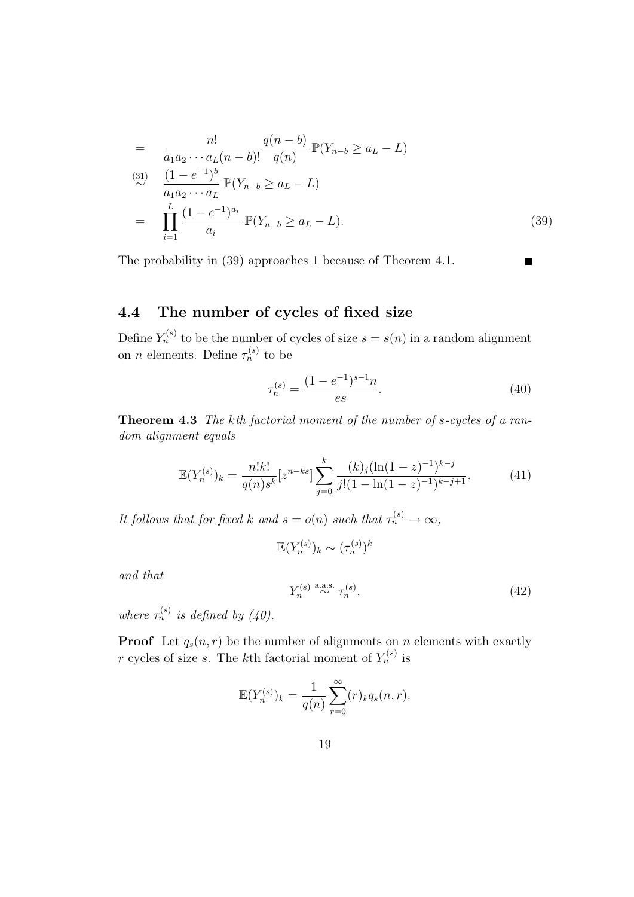$$
\begin{aligned}
&= \frac{n!}{a_1 a_2 \cdots a_L (n-b)!} \frac{q(n-b)}{q(n)} \, \mathbb{P}(Y_{n-b} \geq a_L - L) \\
&\overset{(31)}{\sim} \frac{(1-e^{-1})^b}{a_1 a_2 \cdots a_L} \, \mathbb{P}(Y_{n-b} \geq a_L - L) \\
&= \prod_{i=1}^{L} \frac{(1-e^{-1})^{a_i}}{a_i} \, \mathbb{P}(Y_{n-b} \geq a_L - L). \qquad (39)
\end{aligned}
$$

The probability in (39) approaches 1 because of Theorem 4.1. ∎

## 4.4 The number of cycles of fixed size

Define $Y_n^{(s)}$ to be the number of cycles of size $s = s(n)$ in a random alignment on $n$ elements. Define $\tau_n^{(s)}$ to be

$$
\tau_n^{(s)} = \frac{(1-e^{-1})^{s-1} n}{es}. \qquad (40)
$$

**Theorem 4.3** *The $k$th factorial moment of the number of $s$-cycles of a random alignment equals*

$$
\mathbb{E}(Y_n^{(s)})_k = \frac{n!k!}{q(n)s^k} [z^{n-ks}] \sum_{j=0}^{k} \frac{(k)_j (\ln(1-z)^{-1})^{k-j}}{j!(1-\ln(1-z)^{-1})^{k-j+1}}. \qquad (41)
$$

*It follows that for fixed $k$ and $s = o(n)$ such that $\tau_n^{(s)} \to \infty$,*

$$
\mathbb{E}(Y_n^{(s)})_k \sim (\tau_n^{(s)})^k
$$

*and that*

$$
Y_n^{(s)} \overset{\text{a.a.s.}}{\sim} \tau_n^{(s)}, \qquad (42)
$$

*where $\tau_n^{(s)}$ is defined by (40).*

**Proof** Let $q_s(n, r)$ be the number of alignments on $n$ elements with exactly $r$ cycles of size $s$. The $k$th factorial moment of $Y_n^{(s)}$ is

$$
\mathbb{E}(Y_n^{(s)})_k = \frac{1}{q(n)} \sum_{r=0}^{\infty} (r)_k q_s(n, r).
$$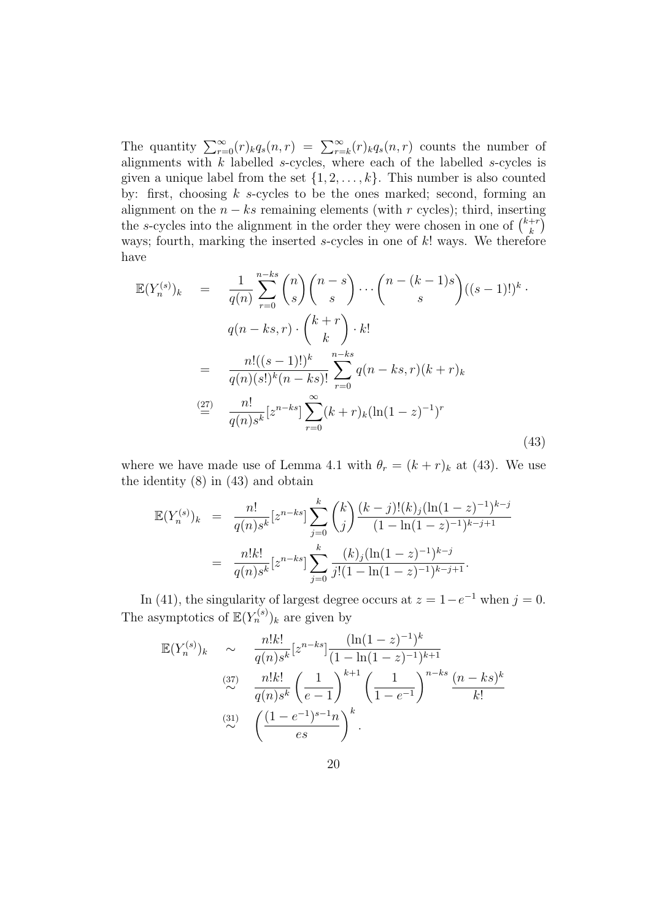The quantity $\sum_{r=0}^{\infty}(r)_k q_s(n,r) = \sum_{r=k}^{\infty}(r)_k q_s(n,r)$ counts the number of alignments with $k$ labelled $s$-cycles, where each of the labelled $s$-cycles is given a unique label from the set $\{1, 2, \ldots, k\}$. This number is also counted by: first, choosing $k$ $s$-cycles to be the ones marked; second, forming an alignment on the $n - ks$ remaining elements (with $r$ cycles); third, inserting the $s$-cycles into the alignment in the order they were chosen in one of $\binom{k+r}{k}$ ways; fourth, marking the inserted $s$-cycles in one of $k!$ ways. We therefore have

$$
\begin{aligned}
\mathbb{E}(Y_n^{(s)})_k &= \frac{1}{q(n)} \sum_{r=0}^{n-ks} \binom{n}{s}\binom{n-s}{s}\cdots\binom{n-(k-1)s}{s}((s-1)!)^k \cdot \\
&\qquad q(n-ks, r) \cdot \binom{k+r}{k} \cdot k! \\
&= \frac{n!((s-1)!)^k}{q(n)(s!)^k(n-ks)!} \sum_{r=0}^{n-ks} q(n-ks, r)(k+r)_k \\
&\overset{(27)}{=} \frac{n!}{q(n)s^k}[z^{n-ks}] \sum_{r=0}^{\infty} (k+r)_k (\ln(1-z)^{-1})^r
\end{aligned} \tag{43}
$$

where we have made use of Lemma 4.1 with $\theta_r = (k+r)_k$ at (43). We use the identity (8) in (43) and obtain

$$
\begin{aligned}
\mathbb{E}(Y_n^{(s)})_k &= \frac{n!}{q(n)s^k}[z^{n-ks}] \sum_{j=0}^{k} \binom{k}{j} \frac{(k-j)!(k)_j (\ln(1-z)^{-1})^{k-j}}{(1-\ln(1-z)^{-1})^{k-j+1}} \\
&= \frac{n!k!}{q(n)s^k}[z^{n-ks}] \sum_{j=0}^{k} \frac{(k)_j (\ln(1-z)^{-1})^{k-j}}{j!(1-\ln(1-z)^{-1})^{k-j+1}}.
\end{aligned}
$$

In (41), the singularity of largest degree occurs at $z = 1 - e^{-1}$ when $j = 0$. The asymptotics of $\mathbb{E}(Y_n^{(s)})_k$ are given by

$$
\begin{aligned}
\mathbb{E}(Y_n^{(s)})_k &\sim \frac{n!k!}{q(n)s^k}[z^{n-ks}] \frac{(\ln(1-z)^{-1})^k}{(1-\ln(1-z)^{-1})^{k+1}} \\
&\overset{(37)}{\sim} \frac{n!k!}{q(n)s^k} \left(\frac{1}{e-1}\right)^{k+1} \left(\frac{1}{1-e^{-1}}\right)^{n-ks} \frac{(n-ks)^k}{k!} \\
&\overset{(31)}{\sim} \left(\frac{(1-e^{-1})^{s-1} n}{es}\right)^k.
\end{aligned}
$$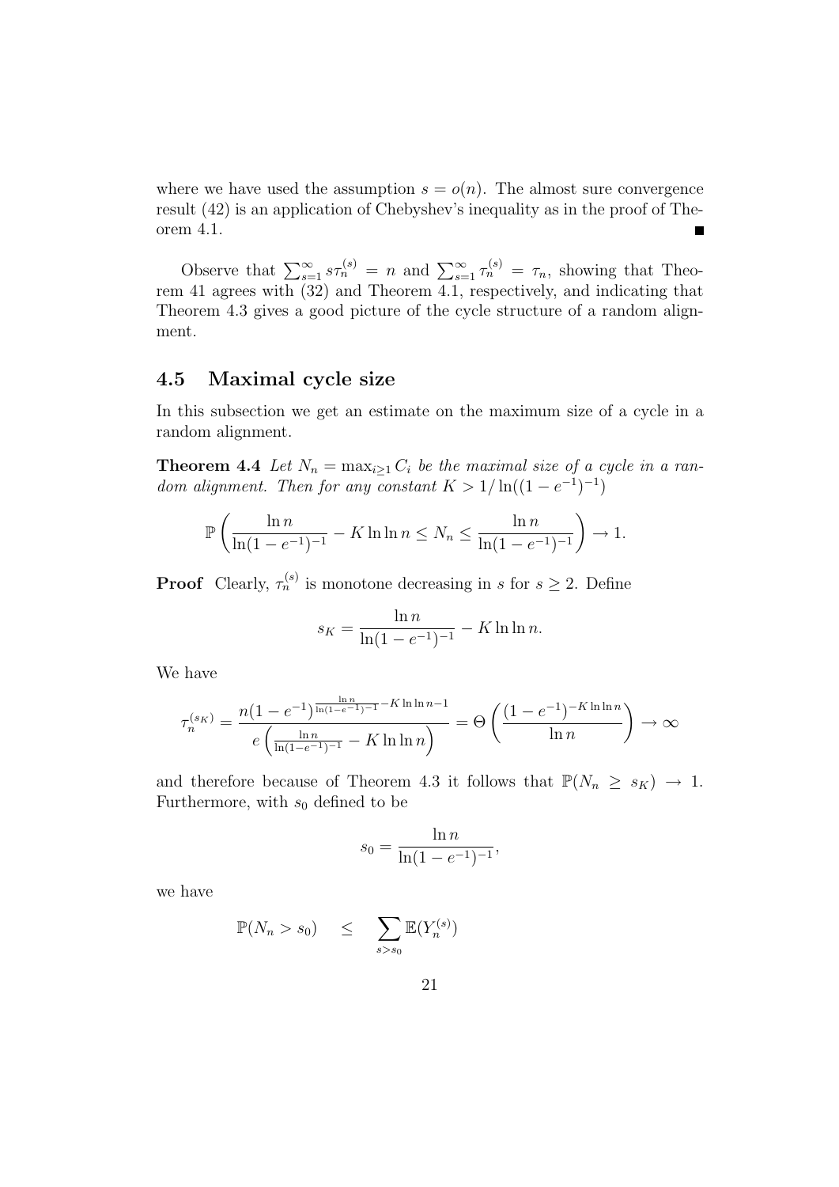where we have used the assumption $s = o(n)$. The almost sure convergence result (42) is an application of Chebyshev's inequality as in the proof of Theorem 4.1. ∎

Observe that $\sum_{s=1}^{\infty} s\tau_n^{(s)} = n$ and $\sum_{s=1}^{\infty} \tau_n^{(s)} = \tau_n$, showing that Theorem 41 agrees with (32) and Theorem 4.1, respectively, and indicating that Theorem 4.3 gives a good picture of the cycle structure of a random alignment.

## 4.5 Maximal cycle size

In this subsection we get an estimate on the maximum size of a cycle in a random alignment.

**Theorem 4.4** *Let $N_n = \max_{i\geq 1} C_i$ be the maximal size of a cycle in a random alignment. Then for any constant $K > 1/\ln((1-e^{-1})^{-1})$*

$$\mathbb{P}\left(\frac{\ln n}{\ln(1-e^{-1})^{-1}} - K\ln\ln n \leq N_n \leq \frac{\ln n}{\ln(1-e^{-1})^{-1}}\right) \to 1.$$

**Proof** Clearly, $\tau_n^{(s)}$ is monotone decreasing in $s$ for $s \geq 2$. Define

$$s_K = \frac{\ln n}{\ln(1-e^{-1})^{-1}} - K\ln\ln n.$$

We have

$$\tau_n^{(s_K)} = \frac{n(1-e^{-1})^{\frac{\ln n}{\ln(1-e^{-1})^{-1}} - K\ln\ln n - 1}}{e\left(\frac{\ln n}{\ln(1-e^{-1})^{-1}} - K\ln\ln n\right)} = \Theta\left(\frac{(1-e^{-1})^{-K\ln\ln n}}{\ln n}\right) \to \infty$$

and therefore because of Theorem 4.3 it follows that $\mathbb{P}(N_n \geq s_K) \to 1$. Furthermore, with $s_0$ defined to be

$$s_0 = \frac{\ln n}{\ln(1-e^{-1})^{-1}},$$

we have

$$\mathbb{P}(N_n > s_0) \quad \leq \quad \sum_{s>s_0} \mathbb{E}(Y_n^{(s)})$$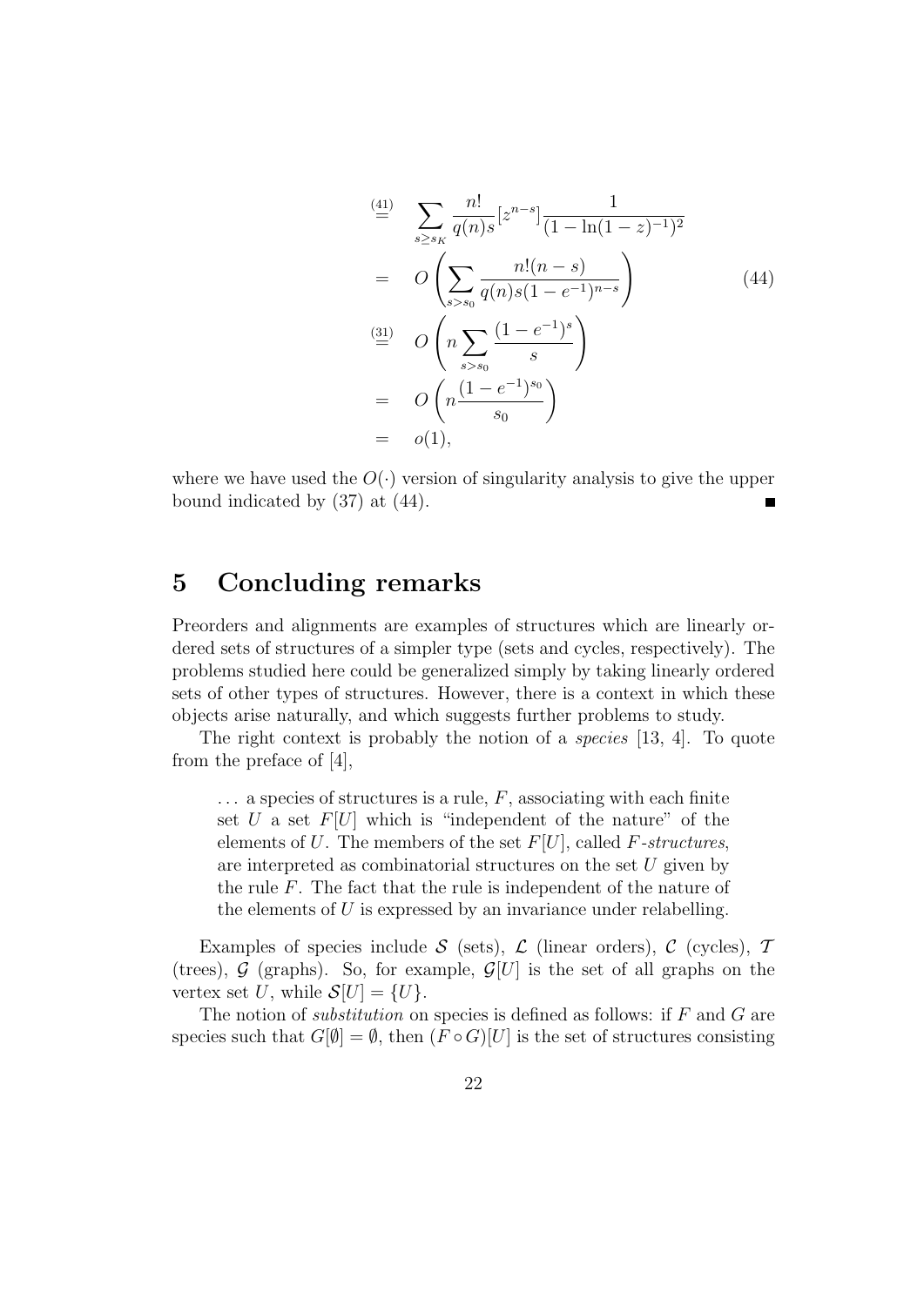$$
\begin{aligned}
&\overset{(41)}{=} \quad \sum_{s \geq s_K} \frac{n!}{q(n)s} [z^{n-s}] \frac{1}{(1-\ln(1-z)^{-1})^2} \\
&= \quad O\left( \sum_{s > s_0} \frac{n!(n-s)}{q(n)s(1-e^{-1})^{n-s}} \right) \qquad (44) \\
&\overset{(31)}{=} \quad O\left( n \sum_{s > s_0} \frac{(1-e^{-1})^s}{s} \right) \\
&= \quad O\left( n \frac{(1-e^{-1})^{s_0}}{s_0} \right) \\
&= \quad o(1),
\end{aligned}
$$

where we have used the $O(\cdot)$ version of singularity analysis to give the upper bound indicated by (37) at (44). ∎

## 5 Concluding remarks

Preorders and alignments are examples of structures which are linearly ordered sets of structures of a simpler type (sets and cycles, respectively). The problems studied here could be generalized simply by taking linearly ordered sets of other types of structures. However, there is a context in which these objects arise naturally, and which suggests further problems to study.

The right context is probably the notion of a *species* [13, 4]. To quote from the preface of [4],

> ... a species of structures is a rule, $F$, associating with each finite set $U$ a set $F[U]$ which is "independent of the nature" of the elements of $U$. The members of the set $F[U]$, called $F$*-structures*, are interpreted as combinatorial structures on the set $U$ given by the rule $F$. The fact that the rule is independent of the nature of the elements of $U$ is expressed by an invariance under relabelling.

Examples of species include $\mathcal{S}$ (sets), $\mathcal{L}$ (linear orders), $\mathcal{C}$ (cycles), $\mathcal{T}$ (trees), $\mathcal{G}$ (graphs). So, for example, $\mathcal{G}[U]$ is the set of all graphs on the vertex set $U$, while $\mathcal{S}[U] = \{U\}$.

The notion of *substitution* on species is defined as follows: if $F$ and $G$ are species such that $G[\emptyset] = \emptyset$, then $(F \circ G)[U]$ is the set of structures consisting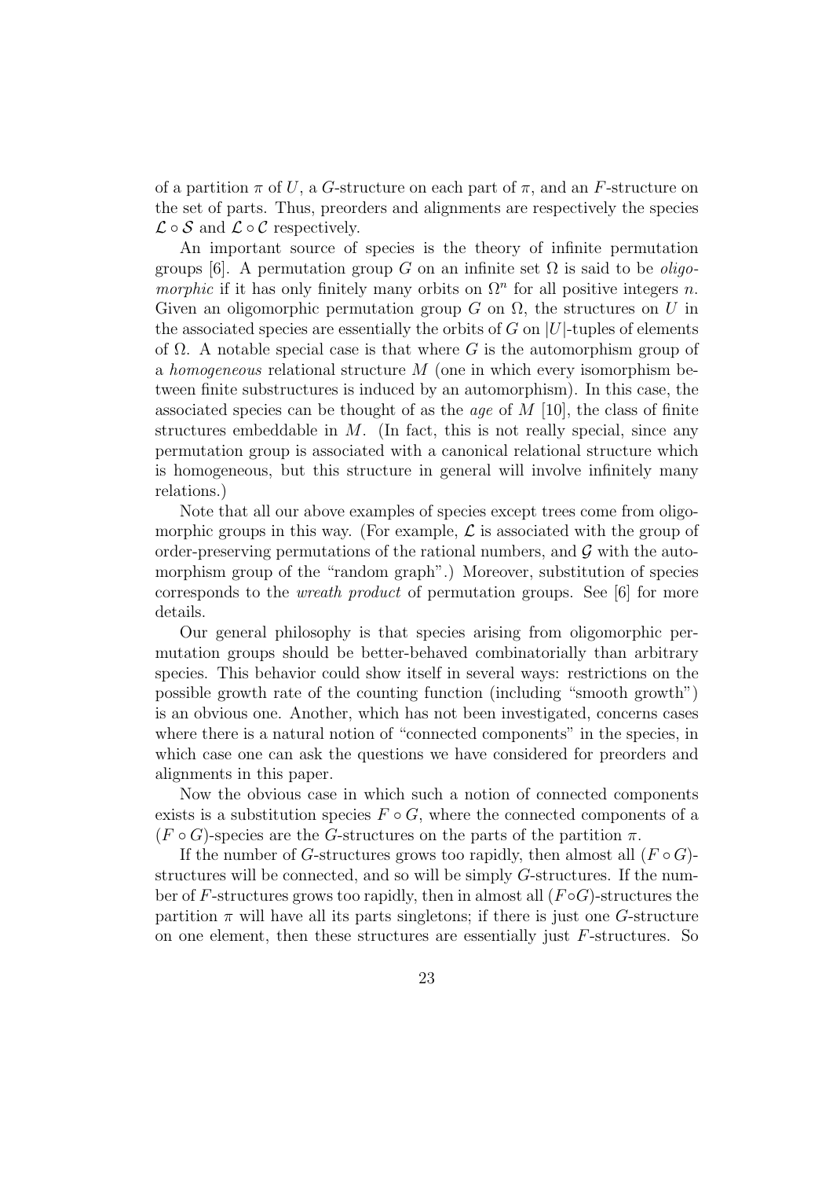of a partition $\pi$ of $U$, a $G$-structure on each part of $\pi$, and an $F$-structure on the set of parts. Thus, preorders and alignments are respectively the species $\mathcal{L} \circ \mathcal{S}$ and $\mathcal{L} \circ \mathcal{C}$ respectively.

An important source of species is the theory of infinite permutation groups [6]. A permutation group $G$ on an infinite set $\Omega$ is said to be *oligomorphic* if it has only finitely many orbits on $\Omega^n$ for all positive integers $n$. Given an oligomorphic permutation group $G$ on $\Omega$, the structures on $U$ in the associated species are essentially the orbits of $G$ on $|U|$-tuples of elements of $\Omega$. A notable special case is that where $G$ is the automorphism group of a *homogeneous* relational structure $M$ (one in which every isomorphism between finite substructures is induced by an automorphism). In this case, the associated species can be thought of as the *age* of $M$ [10], the class of finite structures embeddable in $M$. (In fact, this is not really special, since any permutation group is associated with a canonical relational structure which is homogeneous, but this structure in general will involve infinitely many relations.)

Note that all our above examples of species except trees come from oligomorphic groups in this way. (For example, $\mathcal{L}$ is associated with the group of order-preserving permutations of the rational numbers, and $\mathcal{G}$ with the automorphism group of the "random graph".) Moreover, substitution of species corresponds to the *wreath product* of permutation groups. See [6] for more details.

Our general philosophy is that species arising from oligomorphic permutation groups should be better-behaved combinatorially than arbitrary species. This behavior could show itself in several ways: restrictions on the possible growth rate of the counting function (including "smooth growth") is an obvious one. Another, which has not been investigated, concerns cases where there is a natural notion of "connected components" in the species, in which case one can ask the questions we have considered for preorders and alignments in this paper.

Now the obvious case in which such a notion of connected components exists is a substitution species $F \circ G$, where the connected components of a $(F \circ G)$-species are the $G$-structures on the parts of the partition $\pi$.

If the number of $G$-structures grows too rapidly, then almost all $(F \circ G)$-structures will be connected, and so will be simply $G$-structures. If the number of $F$-structures grows too rapidly, then in almost all $(F \circ G)$-structures the partition $\pi$ will have all its parts singletons; if there is just one $G$-structure on one element, then these structures are essentially just $F$-structures. So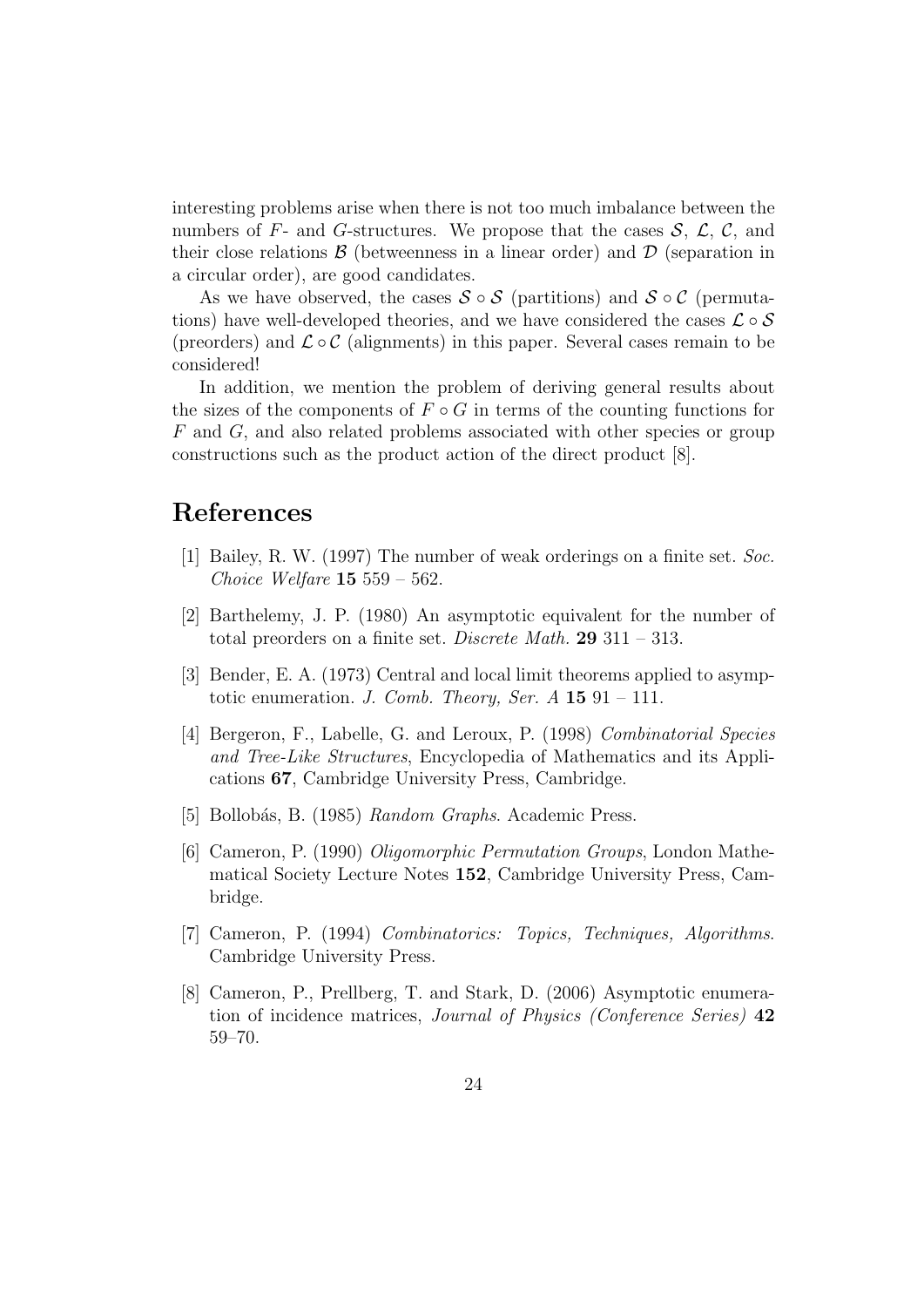interesting problems arise when there is not too much imbalance between the numbers of $F$- and $G$-structures. We propose that the cases $\mathcal{S}$, $\mathcal{L}$, $\mathcal{C}$, and their close relations $\mathcal{B}$ (betweenness in a linear order) and $\mathcal{D}$ (separation in a circular order), are good candidates.

As we have observed, the cases $\mathcal{S} \circ \mathcal{S}$ (partitions) and $\mathcal{S} \circ \mathcal{C}$ (permutations) have well-developed theories, and we have considered the cases $\mathcal{L} \circ \mathcal{S}$ (preorders) and $\mathcal{L} \circ \mathcal{C}$ (alignments) in this paper. Several cases remain to be considered!

In addition, we mention the problem of deriving general results about the sizes of the components of $F \circ G$ in terms of the counting functions for $F$ and $G$, and also related problems associated with other species or group constructions such as the product action of the direct product [8].

# References

[1] Bailey, R. W. (1997) The number of weak orderings on a finite set. *Soc. Choice Welfare* **15** 559 – 562.

[2] Barthelemy, J. P. (1980) An asymptotic equivalent for the number of total preorders on a finite set. *Discrete Math.* **29** 311 – 313.

[3] Bender, E. A. (1973) Central and local limit theorems applied to asymptotic enumeration. *J. Comb. Theory, Ser. A* **15** 91 – 111.

[4] Bergeron, F., Labelle, G. and Leroux, P. (1998) *Combinatorial Species and Tree-Like Structures*, Encyclopedia of Mathematics and its Applications **67**, Cambridge University Press, Cambridge.

[5] Bollobás, B. (1985) *Random Graphs*. Academic Press.

[6] Cameron, P. (1990) *Oligomorphic Permutation Groups*, London Mathematical Society Lecture Notes **152**, Cambridge University Press, Cambridge.

[7] Cameron, P. (1994) *Combinatorics: Topics, Techniques, Algorithms*. Cambridge University Press.

[8] Cameron, P., Prellberg, T. and Stark, D. (2006) Asymptotic enumeration of incidence matrices, *Journal of Physics (Conference Series)* **42** 59–70.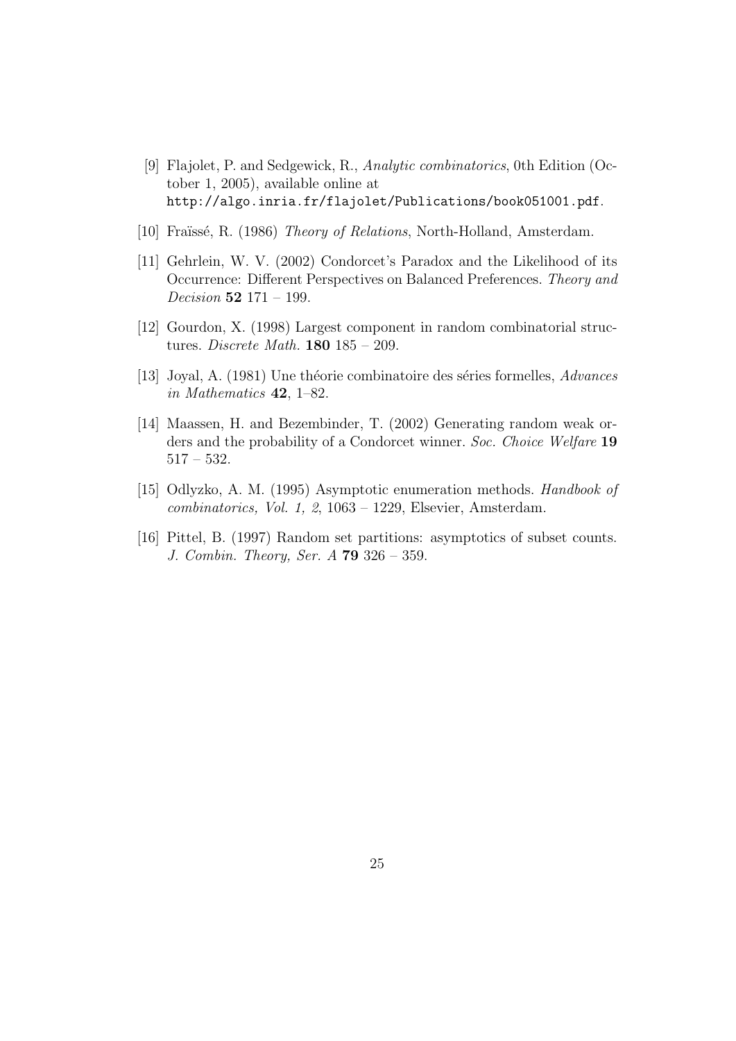[9] Flajolet, P. and Sedgewick, R., *Analytic combinatorics*, 0th Edition (October 1, 2005), available online at `http://algo.inria.fr/flajolet/Publications/book051001.pdf`.

[10] Fraïssé, R. (1986) *Theory of Relations*, North-Holland, Amsterdam.

[11] Gehrlein, W. V. (2002) Condorcet's Paradox and the Likelihood of its Occurrence: Different Perspectives on Balanced Preferences. *Theory and Decision* **52** 171 – 199.

[12] Gourdon, X. (1998) Largest component in random combinatorial structures. *Discrete Math.* **180** 185 – 209.

[13] Joyal, A. (1981) Une théorie combinatoire des séries formelles, *Advances in Mathematics* **42**, 1–82.

[14] Maassen, H. and Bezembinder, T. (2002) Generating random weak orders and the probability of a Condorcet winner. *Soc. Choice Welfare* **19** 517 – 532.

[15] Odlyzko, A. M. (1995) Asymptotic enumeration methods. *Handbook of combinatorics, Vol. 1, 2*, 1063 – 1229, Elsevier, Amsterdam.

[16] Pittel, B. (1997) Random set partitions: asymptotics of subset counts. *J. Combin. Theory, Ser. A* **79** 326 – 359.